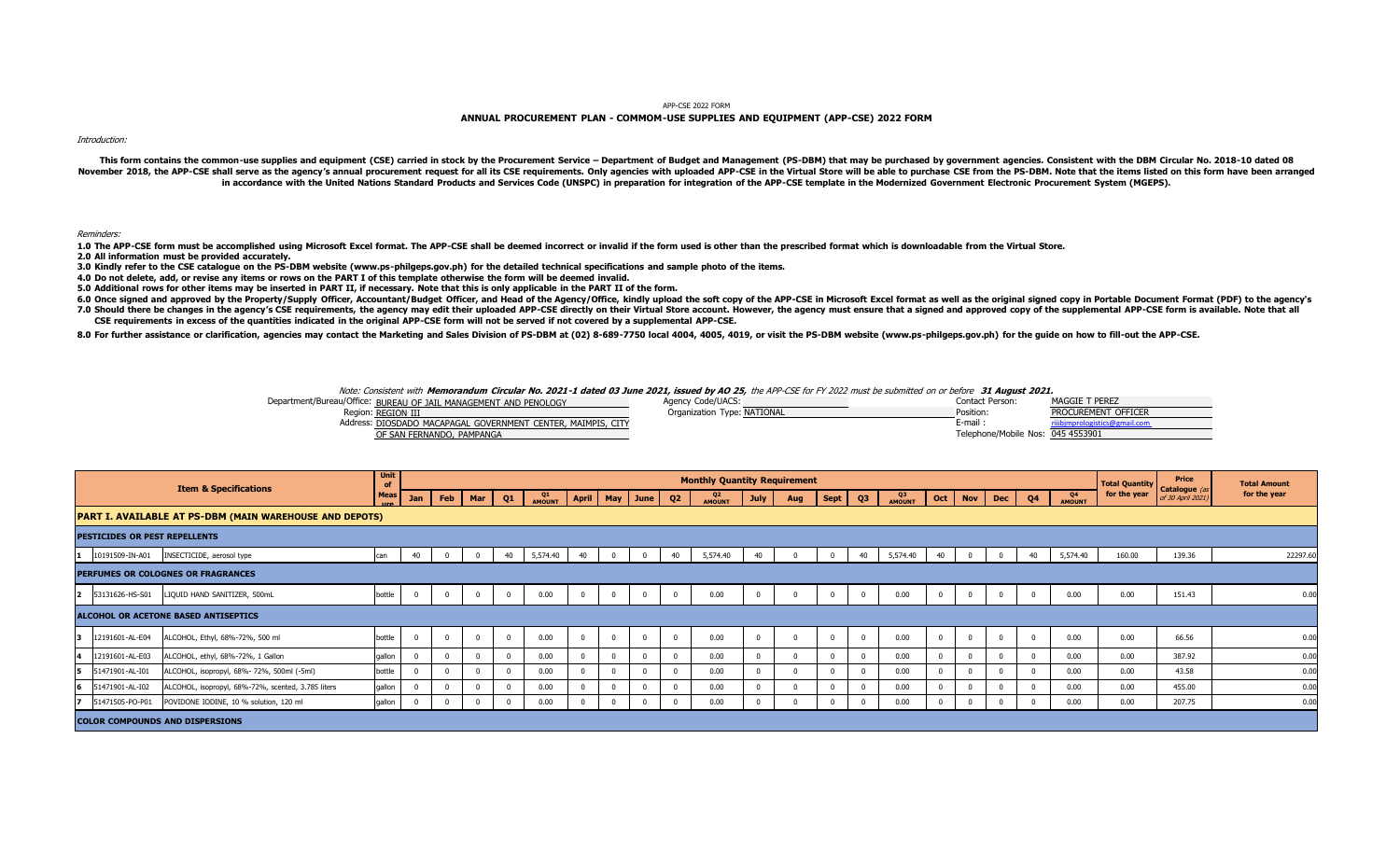APP-CSE 2022 FORM

## ANNUAL PROCUREMENT PLAN - COMMOM-USE SUPPLIES AND EQUIPMENT (APP-CSE) 2022 FORM

*Introduction:*

**This form contains the common-use supplies and equipment (CSE) carried in stock by the Procurement Service – Department of Budget and Management (PS-DBM) that may be purchased by government agencies. Consistent with the DBM Circular No. 2018-10 dated 08 November 2018, the APP-CSE shall serve as the agency's annual procurement request for all its CSE requirements. Only agencies with uploaded APP-CSE in the Virtual Store will be able to purchase CSE from the PS-DBM. Note that the items listed on this form have been arranged in accordance with the United Nations Standard Products and Services Code (UNSPC) in preparation for integration of the APP-CSE template in the Modernized Government Electronic Procurement System (MGEPS).**

*Reminders:*

**1.0 The APP-CSE form must be accomplished using Microsoft Excel format. The APP-CSE shall be deemed incorrect or invalid if the form used is other than the prescribed format which is downloadable from the Virtual Store.**

**2.0 All information must be provided accurately.**

**3.0 Kindly refer to the CSE catalogue on the PS-DBM website (www.ps-philgeps.gov.ph) for the detailed technical specifications and sample photo of the items.**

**4.0 Do not delete, add, or revise any items or rows on the PART I of this template otherwise the form will be deemed invalid.**

**5.0 Additional rows for other items may be inserted in PART II, if necessary. Note that this is only applicable in the PART II of the form.**

**6.0 Once signed and approved by the Property/Supply Officer, Accountant/Budget Officer, and Head of the Agency/Office, kindly upload the soft copy of the APP-CSE in Microsoft Excel format as well as the original signed copy in Portable Document Format (PDF) to the agency's**

**7.0 Should there be changes in the agency's CSE requirements, the agency may edit their uploaded APP-CSE directly on their Virtual Store account. However, the agency must ensure that a signed and approved copy of the supplemental APP-CSE form is available. Note that all CSE requirements in excess of the quantities indicated in the original APP-CSE form will not be served if not covered by a supplemental APP-CSE.**

**8.0 For further assistance or clarification, agencies may contact the Marketing and Sales Division of PS-DBM at (02) 8-689-7750 local 4004, 4005, 4019, or visit the PS-DBM website (www.ps-philgeps.gov.ph) for the guide on how to fill-out the APP-CSE.**

*Note: Consistent with **Memorandum Circular No. 2021-1 dated 03 June 2021, issued by AO 25,** the APP-CSE for FY 2022 must be submitted on or before **31 August 2021.***

Department/Bureau/Office: BUREAU OF JAIL MANAGEMENT AND PENOLOGY
Region: REGION III
Address: DIOSDADO MACAPAGAL GOVERNMENT CENTER, MAIMPIS, CITY OF SAN FERNANDO, PAMPANGA

Agency Code/UACS:
Organization Type: NATIONAL

Contact Person: MAGGIE T PEREZ
Position: PROCUREMENT OFFICER
E-mail : riiibjmprologistics@gmail.com
Telephone/Mobile Nos: 045 4553901

| | Item & Specifications | | Unit of Measure | Monthly Quantity Requirement | | | | | | | | | | | | | | | | | | | | Total Quantity for the year | Price Catalogue (as of 30 April 2021) | Total Amount for the year |
|---|---|---|---|---|---|---|---|---|---|---|---|---|---|---|---|---|---|---|---|---|---|---|---|---|---|---|
| | | | | Jan | Feb | Mar | Q1 | Q1 AMOUNT | April | May | June | Q2 | Q2 AMOUNT | July | Aug | Sept | Q3 | Q3 AMOUNT | Oct | Nov | Dec | Q4 | Q4 AMOUNT | | | |
| **PART I. AVAILABLE AT PS-DBM (MAIN WAREHOUSE AND DEPOTS)** | | | | | | | | | | | | | | | | | | | | | | | | | | |
| **PESTICIDES OR PEST REPELLENTS** | | | | | | | | | | | | | | | | | | | | | | | | | | |
| 1 | 10191509-IN-A01 | INSECTICIDE, aerosol type | can | 40 | 0 | 0 | 40 | 5,574.40 | 40 | 0 | 0 | 40 | 5,574.40 | 40 | 0 | 0 | 40 | 5,574.40 | 40 | 0 | 0 | 40 | 5,574.40 | 160.00 | 139.36 | 22297.60 |
| **PERFUMES OR COLOGNES OR FRAGRANCES** | | | | | | | | | | | | | | | | | | | | | | | | | | |
| 2 | 53131626-HS-S01 | LIQUID HAND SANITIZER, 500mL | bottle | 0 | 0 | 0 | 0 | 0.00 | 0 | 0 | 0 | 0 | 0.00 | 0 | 0 | 0 | 0 | 0.00 | 0 | 0 | 0 | 0 | 0.00 | 0.00 | 151.43 | 0.00 |
| **ALCOHOL OR ACETONE BASED ANTISEPTICS** | | | | | | | | | | | | | | | | | | | | | | | | | | |
| 3 | 12191601-AL-E04 | ALCOHOL, Ethyl, 68%-72%, 500 ml | bottle | 0 | 0 | 0 | 0 | 0.00 | 0 | 0 | 0 | 0 | 0.00 | 0 | 0 | 0 | 0 | 0.00 | 0 | 0 | 0 | 0 | 0.00 | 0.00 | 66.56 | 0.00 |
| 4 | 12191601-AL-E03 | ALCOHOL, ethyl, 68%-72%, 1 Gallon | gallon | 0 | 0 | 0 | 0 | 0.00 | 0 | 0 | 0 | 0 | 0.00 | 0 | 0 | 0 | 0 | 0.00 | 0 | 0 | 0 | 0 | 0.00 | 0.00 | 387.92 | 0.00 |
| 5 | 51471901-AL-I01 | ALCOHOL, isopropyl, 68%- 72%, 500ml (-5ml) | bottle | 0 | 0 | 0 | 0 | 0.00 | 0 | 0 | 0 | 0 | 0.00 | 0 | 0 | 0 | 0 | 0.00 | 0 | 0 | 0 | 0 | 0.00 | 0.00 | 43.58 | 0.00 |
| 6 | 51471901-AL-I02 | ALCOHOL, isopropyl, 68%-72%, scented, 3.785 liters | gallon | 0 | 0 | 0 | 0 | 0.00 | 0 | 0 | 0 | 0 | 0.00 | 0 | 0 | 0 | 0 | 0.00 | 0 | 0 | 0 | 0 | 0.00 | 0.00 | 455.00 | 0.00 |
| 7 | 51471505-PO-P01 | POVIDONE IODINE, 10 % solution, 120 ml | gallon | 0 | 0 | 0 | 0 | 0.00 | 0 | 0 | 0 | 0 | 0.00 | 0 | 0 | 0 | 0 | 0.00 | 0 | 0 | 0 | 0 | 0.00 | 0.00 | 207.75 | 0.00 |
| **COLOR COMPOUNDS AND DISPERSIONS** | | | | | | | | | | | | | | | | | | | | | | | | | | |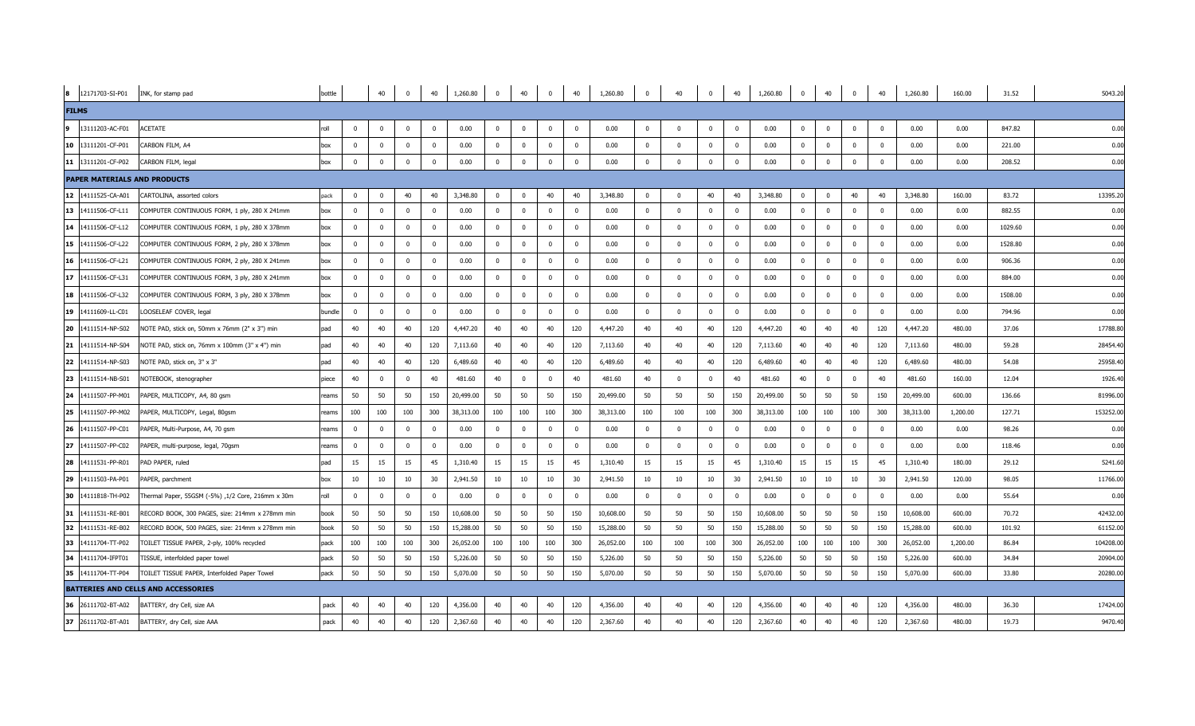| | | | | | | | | | | | | | | | | | | | | | | | | | | |
|---|---|---|---|---|---|---|---|---|---|---|---|---|---|---|---|---|---|---|---|---|---|---|---|---|---|---|
| 8 | 12171703-SI-P01 | INK, for stamp pad | bottle | | 40 | 0 | 40 | 1,260.80 | 0 | 40 | 0 | 40 | 1,260.80 | 0 | 40 | 0 | 40 | 1,260.80 | 0 | 40 | 0 | 40 | 1,260.80 | 160.00 | 31.52 | 5043.20 |
| **FILMS** | | | | | | | | | | | | | | | | | | | | | | | | | | |
| 9 | 13111203-AC-F01 | ACETATE | roll | 0 | 0 | 0 | 0 | 0.00 | 0 | 0 | 0 | 0 | 0.00 | 0 | 0 | 0 | 0 | 0.00 | 0 | 0 | 0 | 0 | 0.00 | 0.00 | 847.82 | 0.00 |
| 10 | 13111201-CF-P01 | CARBON FILM, A4 | box | 0 | 0 | 0 | 0 | 0.00 | 0 | 0 | 0 | 0 | 0.00 | 0 | 0 | 0 | 0 | 0.00 | 0 | 0 | 0 | 0 | 0.00 | 0.00 | 221.00 | 0.00 |
| 11 | 13111201-CF-P02 | CARBON FILM, legal | box | 0 | 0 | 0 | 0 | 0.00 | 0 | 0 | 0 | 0 | 0.00 | 0 | 0 | 0 | 0 | 0.00 | 0 | 0 | 0 | 0 | 0.00 | 0.00 | 208.52 | 0.00 |
| **PAPER MATERIALS AND PRODUCTS** | | | | | | | | | | | | | | | | | | | | | | | | | | |
| 12 | 14111525-CA-A01 | CARTOLINA, assorted colors | pack | 0 | 0 | 40 | 40 | 3,348.80 | 0 | 0 | 40 | 40 | 3,348.80 | 0 | 0 | 40 | 40 | 3,348.80 | 0 | 0 | 40 | 40 | 3,348.80 | 160.00 | 83.72 | 13395.20 |
| 13 | 14111506-CF-L11 | COMPUTER CONTINUOUS FORM, 1 ply, 280 X 241mm | box | 0 | 0 | 0 | 0 | 0.00 | 0 | 0 | 0 | 0 | 0.00 | 0 | 0 | 0 | 0 | 0.00 | 0 | 0 | 0 | 0 | 0.00 | 0.00 | 882.55 | 0.00 |
| 14 | 14111506-CF-L12 | COMPUTER CONTINUOUS FORM, 1 ply, 280 X 378mm | box | 0 | 0 | 0 | 0 | 0.00 | 0 | 0 | 0 | 0 | 0.00 | 0 | 0 | 0 | 0 | 0.00 | 0 | 0 | 0 | 0 | 0.00 | 0.00 | 1029.60 | 0.00 |
| 15 | 14111506-CF-L22 | COMPUTER CONTINUOUS FORM, 2 ply, 280 X 378mm | box | 0 | 0 | 0 | 0 | 0.00 | 0 | 0 | 0 | 0 | 0.00 | 0 | 0 | 0 | 0 | 0.00 | 0 | 0 | 0 | 0 | 0.00 | 0.00 | 1528.80 | 0.00 |
| 16 | 14111506-CF-L21 | COMPUTER CONTINUOUS FORM, 2 ply, 280 X 241mm | box | 0 | 0 | 0 | 0 | 0.00 | 0 | 0 | 0 | 0 | 0.00 | 0 | 0 | 0 | 0 | 0.00 | 0 | 0 | 0 | 0 | 0.00 | 0.00 | 906.36 | 0.00 |
| 17 | 14111506-CF-L31 | COMPUTER CONTINUOUS FORM, 3 ply, 280 X 241mm | box | 0 | 0 | 0 | 0 | 0.00 | 0 | 0 | 0 | 0 | 0.00 | 0 | 0 | 0 | 0 | 0.00 | 0 | 0 | 0 | 0 | 0.00 | 0.00 | 884.00 | 0.00 |
| 18 | 14111506-CF-L32 | COMPUTER CONTINUOUS FORM, 3 ply, 280 X 378mm | box | 0 | 0 | 0 | 0 | 0.00 | 0 | 0 | 0 | 0 | 0.00 | 0 | 0 | 0 | 0 | 0.00 | 0 | 0 | 0 | 0 | 0.00 | 0.00 | 1508.00 | 0.00 |
| 19 | 14111609-LL-C01 | LOOSELEAF COVER, legal | bundle | 0 | 0 | 0 | 0 | 0.00 | 0 | 0 | 0 | 0 | 0.00 | 0 | 0 | 0 | 0 | 0.00 | 0 | 0 | 0 | 0 | 0.00 | 0.00 | 794.96 | 0.00 |
| 20 | 14111514-NP-S02 | NOTE PAD, stick on, 50mm x 76mm (2" x 3") min | pad | 40 | 40 | 40 | 120 | 4,447.20 | 40 | 40 | 40 | 120 | 4,447.20 | 40 | 40 | 40 | 120 | 4,447.20 | 40 | 40 | 40 | 120 | 4,447.20 | 480.00 | 37.06 | 17788.80 |
| 21 | 14111514-NP-S04 | NOTE PAD, stick on, 76mm x 100mm (3" x 4") min | pad | 40 | 40 | 40 | 120 | 7,113.60 | 40 | 40 | 40 | 120 | 7,113.60 | 40 | 40 | 40 | 120 | 7,113.60 | 40 | 40 | 40 | 120 | 7,113.60 | 480.00 | 59.28 | 28454.40 |
| 22 | 14111514-NP-S03 | NOTE PAD, stick on, 3" x 3" | pad | 40 | 40 | 40 | 120 | 6,489.60 | 40 | 40 | 40 | 120 | 6,489.60 | 40 | 40 | 40 | 120 | 6,489.60 | 40 | 40 | 40 | 120 | 6,489.60 | 480.00 | 54.08 | 25958.40 |
| 23 | 14111514-NB-S01 | NOTEBOOK, stenographer | piece | 40 | 0 | 0 | 40 | 481.60 | 40 | 0 | 0 | 40 | 481.60 | 40 | 0 | 0 | 40 | 481.60 | 40 | 0 | 0 | 40 | 481.60 | 160.00 | 12.04 | 1926.40 |
| 24 | 14111507-PP-M01 | PAPER, MULTICOPY, A4, 80 gsm | reams | 50 | 50 | 50 | 150 | 20,499.00 | 50 | 50 | 50 | 150 | 20,499.00 | 50 | 50 | 50 | 150 | 20,499.00 | 50 | 50 | 50 | 150 | 20,499.00 | 600.00 | 136.66 | 81996.00 |
| 25 | 14111507-PP-M02 | PAPER, MULTICOPY, Legal, 80gsm | reams | 100 | 100 | 100 | 300 | 38,313.00 | 100 | 100 | 100 | 300 | 38,313.00 | 100 | 100 | 100 | 300 | 38,313.00 | 100 | 100 | 100 | 300 | 38,313.00 | 1,200.00 | 127.71 | 153252.00 |
| 26 | 14111507-PP-C01 | PAPER, Multi-Purpose, A4, 70 gsm | reams | 0 | 0 | 0 | 0 | 0.00 | 0 | 0 | 0 | 0 | 0.00 | 0 | 0 | 0 | 0 | 0.00 | 0 | 0 | 0 | 0 | 0.00 | 0.00 | 98.26 | 0.00 |
| 27 | 14111507-PP-C02 | PAPER, multi-purpose, legal, 70gsm | reams | 0 | 0 | 0 | 0 | 0.00 | 0 | 0 | 0 | 0 | 0.00 | 0 | 0 | 0 | 0 | 0.00 | 0 | 0 | 0 | 0 | 0.00 | 0.00 | 118.46 | 0.00 |
| 28 | 14111531-PP-R01 | PAD PAPER, ruled | pad | 15 | 15 | 15 | 45 | 1,310.40 | 15 | 15 | 15 | 45 | 1,310.40 | 15 | 15 | 15 | 45 | 1,310.40 | 15 | 15 | 15 | 45 | 1,310.40 | 180.00 | 29.12 | 5241.60 |
| 29 | 14111503-PA-P01 | PAPER, parchment | box | 10 | 10 | 10 | 30 | 2,941.50 | 10 | 10 | 10 | 30 | 2,941.50 | 10 | 10 | 10 | 30 | 2,941.50 | 10 | 10 | 10 | 30 | 2,941.50 | 120.00 | 98.05 | 11766.00 |
| 30 | 14111818-TH-P02 | Thermal Paper, 55GSM (-5%) ,1/2 Core, 216mm x 30m | roll | 0 | 0 | 0 | 0 | 0.00 | 0 | 0 | 0 | 0 | 0.00 | 0 | 0 | 0 | 0 | 0.00 | 0 | 0 | 0 | 0 | 0.00 | 0.00 | 55.64 | 0.00 |
| 31 | 14111531-RE-B01 | RECORD BOOK, 300 PAGES, size: 214mm x 278mm min | book | 50 | 50 | 50 | 150 | 10,608.00 | 50 | 50 | 50 | 150 | 10,608.00 | 50 | 50 | 50 | 150 | 10,608.00 | 50 | 50 | 50 | 150 | 10,608.00 | 600.00 | 70.72 | 42432.00 |
| 32 | 14111531-RE-B02 | RECORD BOOK, 500 PAGES, size: 214mm x 278mm min | book | 50 | 50 | 50 | 150 | 15,288.00 | 50 | 50 | 50 | 150 | 15,288.00 | 50 | 50 | 50 | 150 | 15,288.00 | 50 | 50 | 50 | 150 | 15,288.00 | 600.00 | 101.92 | 61152.00 |
| 33 | 14111704-TT-P02 | TOILET TISSUE PAPER, 2-ply, 100% recycled | pack | 100 | 100 | 100 | 300 | 26,052.00 | 100 | 100 | 100 | 300 | 26,052.00 | 100 | 100 | 100 | 300 | 26,052.00 | 100 | 100 | 100 | 300 | 26,052.00 | 1,200.00 | 86.84 | 104208.00 |
| 34 | 14111704-IFPT01 | TISSUE, interfolded paper towel | pack | 50 | 50 | 50 | 150 | 5,226.00 | 50 | 50 | 50 | 150 | 5,226.00 | 50 | 50 | 50 | 150 | 5,226.00 | 50 | 50 | 50 | 150 | 5,226.00 | 600.00 | 34.84 | 20904.00 |
| 35 | 14111704-TT-P04 | TOILET TISSUE PAPER, Interfolded Paper Towel | pack | 50 | 50 | 50 | 150 | 5,070.00 | 50 | 50 | 50 | 150 | 5,070.00 | 50 | 50 | 50 | 150 | 5,070.00 | 50 | 50 | 50 | 150 | 5,070.00 | 600.00 | 33.80 | 20280.00 |
| **BATTERIES AND CELLS AND ACCESSORIES** | | | | | | | | | | | | | | | | | | | | | | | | | | |
| 36 | 26111702-BT-A02 | BATTERY, dry Cell, size AA | pack | 40 | 40 | 40 | 120 | 4,356.00 | 40 | 40 | 40 | 120 | 4,356.00 | 40 | 40 | 40 | 120 | 4,356.00 | 40 | 40 | 40 | 120 | 4,356.00 | 480.00 | 36.30 | 17424.00 |
| 37 | 26111702-BT-A01 | BATTERY, dry Cell, size AAA | pack | 40 | 40 | 40 | 120 | 2,367.60 | 40 | 40 | 40 | 120 | 2,367.60 | 40 | 40 | 40 | 120 | 2,367.60 | 40 | 40 | 40 | 120 | 2,367.60 | 480.00 | 19.73 | 9470.40 |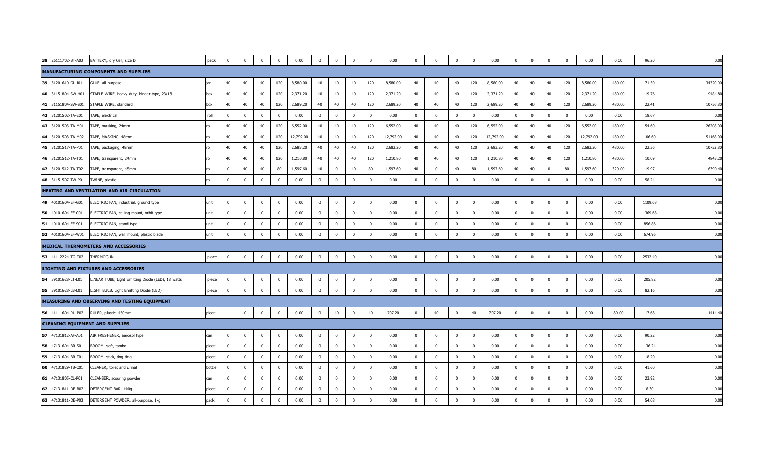| | | | | | | | | | | | | | | | | | | | | | | | | | | |
|---|---|---|---|---|---|---|---|---|---|---|---|---|---|---|---|---|---|---|---|---|---|---|---|---|---|---|
| 38 | 26111702-BT-A03 | BATTERY, dry Cell, size D | pack | 0 | 0 | 0 | 0 | 0.00 | 0 | 0 | 0 | 0 | 0.00 | 0 | 0 | 0 | 0 | 0.00 | 0 | 0 | 0 | 0 | 0.00 | 0.00 | 96.20 | 0.00 |
| **MANUFACTURING COMPONENTS AND SUPPLIES** | | | | | | | | | | | | | | | | | | | | | | | | | | |
| 39 | 31201610-GL-J01 | GLUE, all purpose | jar | 40 | 40 | 40 | 120 | 8,580.00 | 40 | 40 | 40 | 120 | 8,580.00 | 40 | 40 | 40 | 120 | 8,580.00 | 40 | 40 | 40 | 120 | 8,580.00 | 480.00 | 71.50 | 34320.00 |
| 40 | 31151804-SW-H01 | STAPLE WIRE, heavy duty, binder type, 23/13 | box | 40 | 40 | 40 | 120 | 2,371.20 | 40 | 40 | 40 | 120 | 2,371.20 | 40 | 40 | 40 | 120 | 2,371.20 | 40 | 40 | 40 | 120 | 2,371.20 | 480.00 | 19.76 | 9484.80 |
| 41 | 31151804-SW-S01 | STAPLE WIRE, standard | box | 40 | 40 | 40 | 120 | 2,689.20 | 40 | 40 | 40 | 120 | 2,689.20 | 40 | 40 | 40 | 120 | 2,689.20 | 40 | 40 | 40 | 120 | 2,689.20 | 480.00 | 22.41 | 10756.80 |
| 42 | 31201502-TA-E01 | TAPE, electrical | roll | 0 | 0 | 0 | 0 | 0.00 | 0 | 0 | 0 | 0 | 0.00 | 0 | 0 | 0 | 0 | 0.00 | 0 | 0 | 0 | 0 | 0.00 | 0.00 | 18.67 | 0.00 |
| 43 | 31201503-TA-M01 | TAPE, masking, 24mm | roll | 40 | 40 | 40 | 120 | 6,552.00 | 40 | 40 | 40 | 120 | 6,552.00 | 40 | 40 | 40 | 120 | 6,552.00 | 40 | 40 | 40 | 120 | 6,552.00 | 480.00 | 54.60 | 26208.00 |
| 44 | 31201503-TA-M02 | TAPE, MASKING, 48mm | roll | 40 | 40 | 40 | 120 | 12,792.00 | 40 | 40 | 40 | 120 | 12,792.00 | 40 | 40 | 40 | 120 | 12,792.00 | 40 | 40 | 40 | 120 | 12,792.00 | 480.00 | 106.60 | 51168.00 |
| 45 | 31201517-TA-P01 | TAPE, packaging, 48mm | roll | 40 | 40 | 40 | 120 | 2,683.20 | 40 | 40 | 40 | 120 | 2,683.20 | 40 | 40 | 40 | 120 | 2,683.20 | 40 | 40 | 40 | 120 | 2,683.20 | 480.00 | 22.36 | 10732.80 |
| 46 | 31201512-TA-T01 | TAPE, transparent, 24mm | roll | 40 | 40 | 40 | 120 | 1,210.80 | 40 | 40 | 40 | 120 | 1,210.80 | 40 | 40 | 40 | 120 | 1,210.80 | 40 | 40 | 40 | 120 | 1,210.80 | 480.00 | 10.09 | 4843.20 |
| 47 | 31201512-TA-T02 | TAPE, transparent, 48mm | roll | 0 | 40 | 40 | 80 | 1,597.60 | 40 | 0 | 40 | 80 | 1,597.60 | 40 | 0 | 40 | 80 | 1,597.60 | 40 | 40 | 0 | 80 | 1,597.60 | 320.00 | 19.97 | 6390.40 |
| 48 | 31151507-TW-P01 | TWINE, plastic | roll | 0 | 0 | 0 | 0 | 0.00 | 0 | 0 | 0 | 0 | 0.00 | 0 | 0 | 0 | 0 | 0.00 | 0 | 0 | 0 | 0 | 0.00 | 0.00 | 58.24 | 0.00 |
| **HEATING AND VENTILATION AND AIR CIRCULATION** | | | | | | | | | | | | | | | | | | | | | | | | | | |
| 49 | 40101604-EF-G01 | ELECTRIC FAN, industrial, ground type | unit | 0 | 0 | 0 | 0 | 0.00 | 0 | 0 | 0 | 0 | 0.00 | 0 | 0 | 0 | 0 | 0.00 | 0 | 0 | 0 | 0 | 0.00 | 0.00 | 1109.68 | 0.00 |
| 50 | 40101604-EF-C01 | ELECTRIC FAN, ceiling mount, orbit type | unit | 0 | 0 | 0 | 0 | 0.00 | 0 | 0 | 0 | 0 | 0.00 | 0 | 0 | 0 | 0 | 0.00 | 0 | 0 | 0 | 0 | 0.00 | 0.00 | 1369.68 | 0.00 |
| 51 | 40101604-EF-S01 | ELECTRIC FAN, stand type | unit | 0 | 0 | 0 | 0 | 0.00 | 0 | 0 | 0 | 0 | 0.00 | 0 | 0 | 0 | 0 | 0.00 | 0 | 0 | 0 | 0 | 0.00 | 0.00 | 856.86 | 0.00 |
| 52 | 40101604-EF-W01 | ELECTRIC FAN, wall mount, plastic blade | unit | 0 | 0 | 0 | 0 | 0.00 | 0 | 0 | 0 | 0 | 0.00 | 0 | 0 | 0 | 0 | 0.00 | 0 | 0 | 0 | 0 | 0.00 | 0.00 | 674.96 | 0.00 |
| **MEDICAL THERMOMETERS AND ACCESSORIES** | | | | | | | | | | | | | | | | | | | | | | | | | | |
| 53 | 41112224-TG-T02 | THERMOGUN | piece | 0 | 0 | 0 | 0 | 0.00 | 0 | 0 | 0 | 0 | 0.00 | 0 | 0 | 0 | 0 | 0.00 | 0 | 0 | 0 | 0 | 0.00 | 0.00 | 2532.40 | 0.00 |
| **LIGHTING AND FIXTURES AND ACCESSORIES** | | | | | | | | | | | | | | | | | | | | | | | | | | |
| 54 | 39101628-LT-L01 | LINEAR TUBE, Light Emitting Diode (LED), 18 watts | piece | 0 | 0 | 0 | 0 | 0.00 | 0 | 0 | 0 | 0 | 0.00 | 0 | 0 | 0 | 0 | 0.00 | 0 | 0 | 0 | 0 | 0.00 | 0.00 | 205.82 | 0.00 |
| 55 | 39101628-LB-L01 | LIGHT BULB, Light Emitting Diode (LED) | piece | 0 | 0 | 0 | 0 | 0.00 | 0 | 0 | 0 | 0 | 0.00 | 0 | 0 | 0 | 0 | 0.00 | 0 | 0 | 0 | 0 | 0.00 | 0.00 | 82.16 | 0.00 |
| **MEASURING AND OBSERVING AND TESTING EQUIPMENT** | | | | | | | | | | | | | | | | | | | | | | | | | | |
| 56 | 41111604-RU-P02 | RULER, plastic, 450mm | piece | | 0 | 0 | 0 | 0.00 | 0 | 40 | 0 | 40 | 707.20 | 0 | 40 | 0 | 40 | 707.20 | 0 | 0 | 0 | 0 | 0.00 | 80.00 | 17.68 | 1414.40 |
| **CLEANING EQUIPMENT AND SUPPLIES** | | | | | | | | | | | | | | | | | | | | | | | | | | |
| 57 | 47131812-AF-A01 | AIR FRESHENER, aerosol type | can | 0 | 0 | 0 | 0 | 0.00 | 0 | 0 | 0 | 0 | 0.00 | 0 | 0 | 0 | 0 | 0.00 | 0 | 0 | 0 | 0 | 0.00 | 0.00 | 90.22 | 0.00 |
| 58 | 47131604-BR-S01 | BROOM, soft, tambo | piece | 0 | 0 | 0 | 0 | 0.00 | 0 | 0 | 0 | 0 | 0.00 | 0 | 0 | 0 | 0 | 0.00 | 0 | 0 | 0 | 0 | 0.00 | 0.00 | 136.24 | 0.00 |
| 59 | 47131604-BR-T01 | BROOM, stick, ting-ting | piece | 0 | 0 | 0 | 0 | 0.00 | 0 | 0 | 0 | 0 | 0.00 | 0 | 0 | 0 | 0 | 0.00 | 0 | 0 | 0 | 0 | 0.00 | 0.00 | 18.20 | 0.00 |
| 60 | 47131829-TB-C01 | CLEANER, toilet and urinal | bottle | 0 | 0 | 0 | 0 | 0.00 | 0 | 0 | 0 | 0 | 0.00 | 0 | 0 | 0 | 0 | 0.00 | 0 | 0 | 0 | 0 | 0.00 | 0.00 | 41.60 | 0.00 |
| 61 | 47131805-CL-P01 | CLEANSER, scouring powder | can | 0 | 0 | 0 | 0 | 0.00 | 0 | 0 | 0 | 0 | 0.00 | 0 | 0 | 0 | 0 | 0.00 | 0 | 0 | 0 | 0 | 0.00 | 0.00 | 23.92 | 0.00 |
| 62 | 47131811-DE-B02 | DETERGENT BAR, 140g | piece | 0 | 0 | 0 | 0 | 0.00 | 0 | 0 | 0 | 0 | 0.00 | 0 | 0 | 0 | 0 | 0.00 | 0 | 0 | 0 | 0 | 0.00 | 0.00 | 8.30 | 0.00 |
| 63 | 47131811-DE-P03 | DETERGENT POWDER, all-purpose, 1kg | pack | 0 | 0 | 0 | 0 | 0.00 | 0 | 0 | 0 | 0 | 0.00 | 0 | 0 | 0 | 0 | 0.00 | 0 | 0 | 0 | 0 | 0.00 | 0.00 | 54.08 | 0.00 |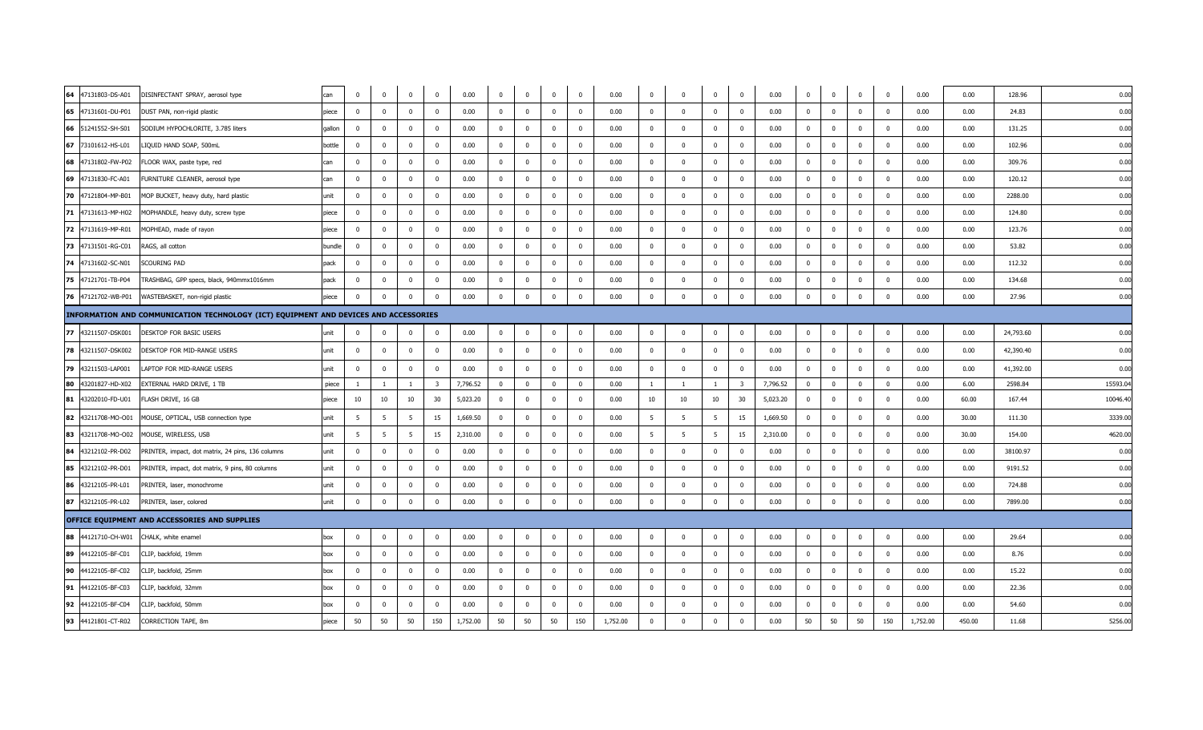| | | | | | | | | | | | | | | | | | | | | | | | | | | |
|---|---|---|---|---|---|---|---|---|---|---|---|---|---|---|---|---|---|---|---|---|---|---|---|---|---|---|
| 64 | 47131803-DS-A01 | DISINFECTANT SPRAY, aerosol type | can | 0 | 0 | 0 | 0 | 0.00 | 0 | 0 | 0 | 0 | 0.00 | 0 | 0 | 0 | 0 | 0.00 | 0 | 0 | 0 | 0 | 0.00 | 0.00 | 128.96 | 0.00 |
| 65 | 47131601-DU-P01 | DUST PAN, non-rigid plastic | piece | 0 | 0 | 0 | 0 | 0.00 | 0 | 0 | 0 | 0 | 0.00 | 0 | 0 | 0 | 0 | 0.00 | 0 | 0 | 0 | 0 | 0.00 | 0.00 | 24.83 | 0.00 |
| 66 | 51241552-SH-S01 | SODIUM HYPOCHLORITE, 3.785 liters | gallon | 0 | 0 | 0 | 0 | 0.00 | 0 | 0 | 0 | 0 | 0.00 | 0 | 0 | 0 | 0 | 0.00 | 0 | 0 | 0 | 0 | 0.00 | 0.00 | 131.25 | 0.00 |
| 67 | 73101612-HS-L01 | LIQUID HAND SOAP, 500mL | bottle | 0 | 0 | 0 | 0 | 0.00 | 0 | 0 | 0 | 0 | 0.00 | 0 | 0 | 0 | 0 | 0.00 | 0 | 0 | 0 | 0 | 0.00 | 0.00 | 102.96 | 0.00 |
| 68 | 47131802-FW-P02 | FLOOR WAX, paste type, red | can | 0 | 0 | 0 | 0 | 0.00 | 0 | 0 | 0 | 0 | 0.00 | 0 | 0 | 0 | 0 | 0.00 | 0 | 0 | 0 | 0 | 0.00 | 0.00 | 309.76 | 0.00 |
| 69 | 47131830-FC-A01 | FURNITURE CLEANER, aerosol type | can | 0 | 0 | 0 | 0 | 0.00 | 0 | 0 | 0 | 0 | 0.00 | 0 | 0 | 0 | 0 | 0.00 | 0 | 0 | 0 | 0 | 0.00 | 0.00 | 120.12 | 0.00 |
| 70 | 47121804-MP-B01 | MOP BUCKET, heavy duty, hard plastic | unit | 0 | 0 | 0 | 0 | 0.00 | 0 | 0 | 0 | 0 | 0.00 | 0 | 0 | 0 | 0 | 0.00 | 0 | 0 | 0 | 0 | 0.00 | 0.00 | 2288.00 | 0.00 |
| 71 | 47131613-MP-H02 | MOPHANDLE, heavy duty, screw type | piece | 0 | 0 | 0 | 0 | 0.00 | 0 | 0 | 0 | 0 | 0.00 | 0 | 0 | 0 | 0 | 0.00 | 0 | 0 | 0 | 0 | 0.00 | 0.00 | 124.80 | 0.00 |
| 72 | 47131619-MP-R01 | MOPHEAD, made of rayon | piece | 0 | 0 | 0 | 0 | 0.00 | 0 | 0 | 0 | 0 | 0.00 | 0 | 0 | 0 | 0 | 0.00 | 0 | 0 | 0 | 0 | 0.00 | 0.00 | 123.76 | 0.00 |
| 73 | 47131501-RG-C01 | RAGS, all cotton | bundle | 0 | 0 | 0 | 0 | 0.00 | 0 | 0 | 0 | 0 | 0.00 | 0 | 0 | 0 | 0 | 0.00 | 0 | 0 | 0 | 0 | 0.00 | 0.00 | 53.82 | 0.00 |
| 74 | 47131602-SC-N01 | SCOURING PAD | pack | 0 | 0 | 0 | 0 | 0.00 | 0 | 0 | 0 | 0 | 0.00 | 0 | 0 | 0 | 0 | 0.00 | 0 | 0 | 0 | 0 | 0.00 | 0.00 | 112.32 | 0.00 |
| 75 | 47121701-TB-P04 | TRASHBAG, GPP specs, black, 940mmx1016mm | pack | 0 | 0 | 0 | 0 | 0.00 | 0 | 0 | 0 | 0 | 0.00 | 0 | 0 | 0 | 0 | 0.00 | 0 | 0 | 0 | 0 | 0.00 | 0.00 | 134.68 | 0.00 |
| 76 | 47121702-WB-P01 | WASTEBASKET, non-rigid plastic | piece | 0 | 0 | 0 | 0 | 0.00 | 0 | 0 | 0 | 0 | 0.00 | 0 | 0 | 0 | 0 | 0.00 | 0 | 0 | 0 | 0 | 0.00 | 0.00 | 27.96 | 0.00 |
| **INFORMATION AND COMMUNICATION TECHNOLOGY (ICT) EQUIPMENT AND DEVICES AND ACCESSORIES** | | | | | | | | | | | | | | | | | | | | | | | | | | |
| 77 | 43211507-DSK001 | DESKTOP FOR BASIC USERS | unit | 0 | 0 | 0 | 0 | 0.00 | 0 | 0 | 0 | 0 | 0.00 | 0 | 0 | 0 | 0 | 0.00 | 0 | 0 | 0 | 0 | 0.00 | 0.00 | 24,793.60 | 0.00 |
| 78 | 43211507-DSK002 | DESKTOP FOR MID-RANGE USERS | unit | 0 | 0 | 0 | 0 | 0.00 | 0 | 0 | 0 | 0 | 0.00 | 0 | 0 | 0 | 0 | 0.00 | 0 | 0 | 0 | 0 | 0.00 | 0.00 | 42,390.40 | 0.00 |
| 79 | 43211503-LAP001 | LAPTOP FOR MID-RANGE USERS | unit | 0 | 0 | 0 | 0 | 0.00 | 0 | 0 | 0 | 0 | 0.00 | 0 | 0 | 0 | 0 | 0.00 | 0 | 0 | 0 | 0 | 0.00 | 0.00 | 41,392.00 | 0.00 |
| 80 | 43201827-HD-X02 | EXTERNAL HARD DRIVE, 1 TB | piece | 1 | 1 | 1 | 3 | 7,796.52 | 0 | 0 | 0 | 0 | 0.00 | 1 | 1 | 1 | 3 | 7,796.52 | 0 | 0 | 0 | 0 | 0.00 | 6.00 | 2598.84 | 15593.04 |
| 81 | 43202010-FD-U01 | FLASH DRIVE, 16 GB | piece | 10 | 10 | 10 | 30 | 5,023.20 | 0 | 0 | 0 | 0 | 0.00 | 10 | 10 | 10 | 30 | 5,023.20 | 0 | 0 | 0 | 0 | 0.00 | 60.00 | 167.44 | 10046.40 |
| 82 | 43211708-MO-O01 | MOUSE, OPTICAL, USB connection type | unit | 5 | 5 | 5 | 15 | 1,669.50 | 0 | 0 | 0 | 0 | 0.00 | 5 | 5 | 5 | 15 | 1,669.50 | 0 | 0 | 0 | 0 | 0.00 | 30.00 | 111.30 | 3339.00 |
| 83 | 43211708-MO-O02 | MOUSE, WIRELESS, USB | unit | 5 | 5 | 5 | 15 | 2,310.00 | 0 | 0 | 0 | 0 | 0.00 | 5 | 5 | 5 | 15 | 2,310.00 | 0 | 0 | 0 | 0 | 0.00 | 30.00 | 154.00 | 4620.00 |
| 84 | 43212102-PR-D02 | PRINTER, impact, dot matrix, 24 pins, 136 columns | unit | 0 | 0 | 0 | 0 | 0.00 | 0 | 0 | 0 | 0 | 0.00 | 0 | 0 | 0 | 0 | 0.00 | 0 | 0 | 0 | 0 | 0.00 | 0.00 | 38100.97 | 0.00 |
| 85 | 43212102-PR-D01 | PRINTER, impact, dot matrix, 9 pins, 80 columns | unit | 0 | 0 | 0 | 0 | 0.00 | 0 | 0 | 0 | 0 | 0.00 | 0 | 0 | 0 | 0 | 0.00 | 0 | 0 | 0 | 0 | 0.00 | 0.00 | 9191.52 | 0.00 |
| 86 | 43212105-PR-L01 | PRINTER, laser, monochrome | unit | 0 | 0 | 0 | 0 | 0.00 | 0 | 0 | 0 | 0 | 0.00 | 0 | 0 | 0 | 0 | 0.00 | 0 | 0 | 0 | 0 | 0.00 | 0.00 | 724.88 | 0.00 |
| 87 | 43212105-PR-L02 | PRINTER, laser, colored | unit | 0 | 0 | 0 | 0 | 0.00 | 0 | 0 | 0 | 0 | 0.00 | 0 | 0 | 0 | 0 | 0.00 | 0 | 0 | 0 | 0 | 0.00 | 0.00 | 7899.00 | 0.00 |
| **OFFICE EQUIPMENT AND ACCESSORIES AND SUPPLIES** | | | | | | | | | | | | | | | | | | | | | | | | | | |
| 88 | 44121710-CH-W01 | CHALK, white enamel | box | 0 | 0 | 0 | 0 | 0.00 | 0 | 0 | 0 | 0 | 0.00 | 0 | 0 | 0 | 0 | 0.00 | 0 | 0 | 0 | 0 | 0.00 | 0.00 | 29.64 | 0.00 |
| 89 | 44122105-BF-C01 | CLIP, backfold, 19mm | box | 0 | 0 | 0 | 0 | 0.00 | 0 | 0 | 0 | 0 | 0.00 | 0 | 0 | 0 | 0 | 0.00 | 0 | 0 | 0 | 0 | 0.00 | 0.00 | 8.76 | 0.00 |
| 90 | 44122105-BF-C02 | CLIP, backfold, 25mm | box | 0 | 0 | 0 | 0 | 0.00 | 0 | 0 | 0 | 0 | 0.00 | 0 | 0 | 0 | 0 | 0.00 | 0 | 0 | 0 | 0 | 0.00 | 0.00 | 15.22 | 0.00 |
| 91 | 44122105-BF-C03 | CLIP, backfold, 32mm | box | 0 | 0 | 0 | 0 | 0.00 | 0 | 0 | 0 | 0 | 0.00 | 0 | 0 | 0 | 0 | 0.00 | 0 | 0 | 0 | 0 | 0.00 | 0.00 | 22.36 | 0.00 |
| 92 | 44122105-BF-C04 | CLIP, backfold, 50mm | box | 0 | 0 | 0 | 0 | 0.00 | 0 | 0 | 0 | 0 | 0.00 | 0 | 0 | 0 | 0 | 0.00 | 0 | 0 | 0 | 0 | 0.00 | 0.00 | 54.60 | 0.00 |
| 93 | 44121801-CT-R02 | CORRECTION TAPE, 8m | piece | 50 | 50 | 50 | 150 | 1,752.00 | 50 | 50 | 50 | 150 | 1,752.00 | 0 | 0 | 0 | 0 | 0.00 | 50 | 50 | 50 | 150 | 1,752.00 | 450.00 | 11.68 | 5256.00 |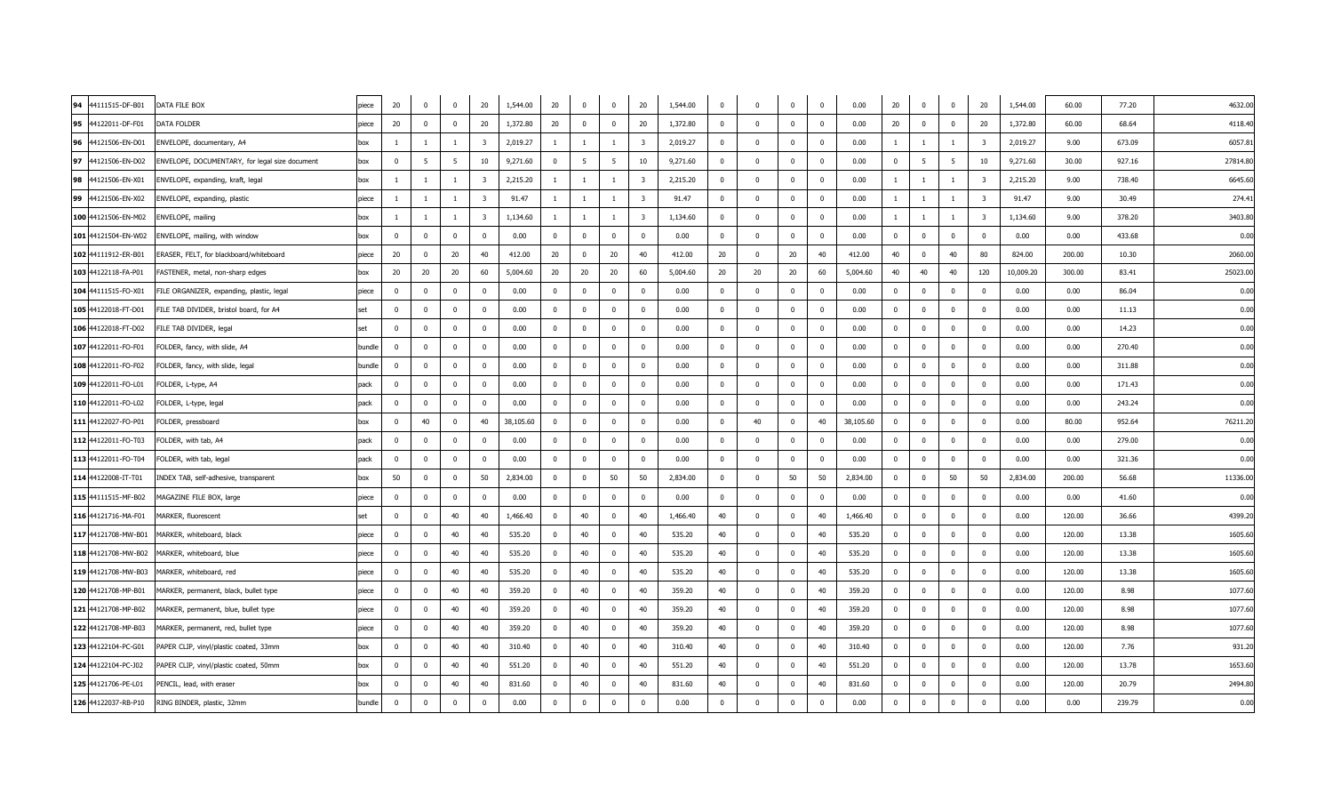| 94 | 44111515-DF-B01 | DATA FILE BOX | piece | 20 | 0 | 0 | 20 | 1,544.00 | 20 | 0 | 0 | 20 | 1,544.00 | 0 | 0 | 0 | 0 | 0.00 | 20 | 0 | 0 | 20 | 1,544.00 | 60.00 | 77.20 | 4632.00 |
|---|---|---|---|---|---|---|---|---|---|---|---|---|---|---|---|---|---|---|---|---|---|---|---|---|---|---|
| 95 | 44122011-DF-F01 | DATA FOLDER | piece | 20 | 0 | 0 | 20 | 1,372.80 | 20 | 0 | 0 | 20 | 1,372.80 | 0 | 0 | 0 | 0 | 0.00 | 20 | 0 | 0 | 20 | 1,372.80 | 60.00 | 68.64 | 4118.40 |
| 96 | 44121506-EN-D01 | ENVELOPE, documentary, A4 | box | 1 | 1 | 1 | 3 | 2,019.27 | 1 | 1 | 1 | 3 | 2,019.27 | 0 | 0 | 0 | 0 | 0.00 | 1 | 1 | 1 | 3 | 2,019.27 | 9.00 | 673.09 | 6057.81 |
| 97 | 44121506-EN-D02 | ENVELOPE, DOCUMENTARY, for legal size document | box | 0 | 5 | 5 | 10 | 9,271.60 | 0 | 5 | 5 | 10 | 9,271.60 | 0 | 0 | 0 | 0 | 0.00 | 0 | 5 | 5 | 10 | 9,271.60 | 30.00 | 927.16 | 27814.80 |
| 98 | 44121506-EN-X01 | ENVELOPE, expanding, kraft, legal | box | 1 | 1 | 1 | 3 | 2,215.20 | 1 | 1 | 1 | 3 | 2,215.20 | 0 | 0 | 0 | 0 | 0.00 | 1 | 1 | 1 | 3 | 2,215.20 | 9.00 | 738.40 | 6645.60 |
| 99 | 44121506-EN-X02 | ENVELOPE, expanding, plastic | piece | 1 | 1 | 1 | 3 | 91.47 | 1 | 1 | 1 | 3 | 91.47 | 0 | 0 | 0 | 0 | 0.00 | 1 | 1 | 1 | 3 | 91.47 | 9.00 | 30.49 | 274.41 |
| 100 | 44121506-EN-M02 | ENVELOPE, mailing | box | 1 | 1 | 1 | 3 | 1,134.60 | 1 | 1 | 1 | 3 | 1,134.60 | 0 | 0 | 0 | 0 | 0.00 | 1 | 1 | 1 | 3 | 1,134.60 | 9.00 | 378.20 | 3403.80 |
| 101 | 44121504-EN-W02 | ENVELOPE, mailing, with window | box | 0 | 0 | 0 | 0 | 0.00 | 0 | 0 | 0 | 0 | 0.00 | 0 | 0 | 0 | 0 | 0.00 | 0 | 0 | 0 | 0 | 0.00 | 0.00 | 433.68 | 0.00 |
| 102 | 44111912-ER-B01 | ERASER, FELT, for blackboard/whiteboard | piece | 20 | 0 | 20 | 40 | 412.00 | 20 | 0 | 20 | 40 | 412.00 | 20 | 0 | 20 | 40 | 412.00 | 40 | 0 | 40 | 80 | 824.00 | 200.00 | 10.30 | 2060.00 |
| 103 | 44122118-FA-P01 | FASTENER, metal, non-sharp edges | box | 20 | 20 | 20 | 60 | 5,004.60 | 20 | 20 | 20 | 60 | 5,004.60 | 20 | 20 | 20 | 60 | 5,004.60 | 40 | 40 | 40 | 120 | 10,009.20 | 300.00 | 83.41 | 25023.00 |
| 104 | 44111515-FO-X01 | FILE ORGANIZER, expanding, plastic, legal | piece | 0 | 0 | 0 | 0 | 0.00 | 0 | 0 | 0 | 0 | 0.00 | 0 | 0 | 0 | 0 | 0.00 | 0 | 0 | 0 | 0 | 0.00 | 0.00 | 86.04 | 0.00 |
| 105 | 44122018-FT-D01 | FILE TAB DIVIDER, bristol board, for A4 | set | 0 | 0 | 0 | 0 | 0.00 | 0 | 0 | 0 | 0 | 0.00 | 0 | 0 | 0 | 0 | 0.00 | 0 | 0 | 0 | 0 | 0.00 | 0.00 | 11.13 | 0.00 |
| 106 | 44122018-FT-D02 | FILE TAB DIVIDER, legal | set | 0 | 0 | 0 | 0 | 0.00 | 0 | 0 | 0 | 0 | 0.00 | 0 | 0 | 0 | 0 | 0.00 | 0 | 0 | 0 | 0 | 0.00 | 0.00 | 14.23 | 0.00 |
| 107 | 44122011-FO-F01 | FOLDER, fancy, with slide, A4 | bundle | 0 | 0 | 0 | 0 | 0.00 | 0 | 0 | 0 | 0 | 0.00 | 0 | 0 | 0 | 0 | 0.00 | 0 | 0 | 0 | 0 | 0.00 | 0.00 | 270.40 | 0.00 |
| 108 | 44122011-FO-F02 | FOLDER, fancy, with slide, legal | bundle | 0 | 0 | 0 | 0 | 0.00 | 0 | 0 | 0 | 0 | 0.00 | 0 | 0 | 0 | 0 | 0.00 | 0 | 0 | 0 | 0 | 0.00 | 0.00 | 311.88 | 0.00 |
| 109 | 44122011-FO-L01 | FOLDER, L-type, A4 | pack | 0 | 0 | 0 | 0 | 0.00 | 0 | 0 | 0 | 0 | 0.00 | 0 | 0 | 0 | 0 | 0.00 | 0 | 0 | 0 | 0 | 0.00 | 0.00 | 171.43 | 0.00 |
| 110 | 44122011-FO-L02 | FOLDER, L-type, legal | pack | 0 | 0 | 0 | 0 | 0.00 | 0 | 0 | 0 | 0 | 0.00 | 0 | 0 | 0 | 0 | 0.00 | 0 | 0 | 0 | 0 | 0.00 | 0.00 | 243.24 | 0.00 |
| 111 | 44122027-FO-P01 | FOLDER, pressboard | box | 0 | 40 | 0 | 40 | 38,105.60 | 0 | 0 | 0 | 0 | 0.00 | 0 | 40 | 0 | 40 | 38,105.60 | 0 | 0 | 0 | 0 | 0.00 | 80.00 | 952.64 | 76211.20 |
| 112 | 44122011-FO-T03 | FOLDER, with tab, A4 | pack | 0 | 0 | 0 | 0 | 0.00 | 0 | 0 | 0 | 0 | 0.00 | 0 | 0 | 0 | 0 | 0.00 | 0 | 0 | 0 | 0 | 0.00 | 0.00 | 279.00 | 0.00 |
| 113 | 44122011-FO-T04 | FOLDER, with tab, legal | pack | 0 | 0 | 0 | 0 | 0.00 | 0 | 0 | 0 | 0 | 0.00 | 0 | 0 | 0 | 0 | 0.00 | 0 | 0 | 0 | 0 | 0.00 | 0.00 | 321.36 | 0.00 |
| 114 | 44122008-IT-T01 | INDEX TAB, self-adhesive, transparent | box | 50 | 0 | 0 | 50 | 2,834.00 | 0 | 0 | 50 | 50 | 2,834.00 | 0 | 0 | 50 | 50 | 2,834.00 | 0 | 0 | 50 | 50 | 2,834.00 | 200.00 | 56.68 | 11336.00 |
| 115 | 44111515-MF-B02 | MAGAZINE FILE BOX, large | piece | 0 | 0 | 0 | 0 | 0.00 | 0 | 0 | 0 | 0 | 0.00 | 0 | 0 | 0 | 0 | 0.00 | 0 | 0 | 0 | 0 | 0.00 | 0.00 | 41.60 | 0.00 |
| 116 | 44121716-MA-F01 | MARKER, fluorescent | set | 0 | 0 | 40 | 40 | 1,466.40 | 0 | 40 | 0 | 40 | 1,466.40 | 40 | 0 | 0 | 40 | 1,466.40 | 0 | 0 | 0 | 0 | 0.00 | 120.00 | 36.66 | 4399.20 |
| 117 | 44121708-MW-B01 | MARKER, whiteboard, black | piece | 0 | 0 | 40 | 40 | 535.20 | 0 | 40 | 0 | 40 | 535.20 | 40 | 0 | 0 | 40 | 535.20 | 0 | 0 | 0 | 0 | 0.00 | 120.00 | 13.38 | 1605.60 |
| 118 | 44121708-MW-B02 | MARKER, whiteboard, blue | piece | 0 | 0 | 40 | 40 | 535.20 | 0 | 40 | 0 | 40 | 535.20 | 40 | 0 | 0 | 40 | 535.20 | 0 | 0 | 0 | 0 | 0.00 | 120.00 | 13.38 | 1605.60 |
| 119 | 44121708-MW-B03 | MARKER, whiteboard, red | piece | 0 | 0 | 40 | 40 | 535.20 | 0 | 40 | 0 | 40 | 535.20 | 40 | 0 | 0 | 40 | 535.20 | 0 | 0 | 0 | 0 | 0.00 | 120.00 | 13.38 | 1605.60 |
| 120 | 44121708-MP-B01 | MARKER, permanent, black, bullet type | piece | 0 | 0 | 40 | 40 | 359.20 | 0 | 40 | 0 | 40 | 359.20 | 40 | 0 | 0 | 40 | 359.20 | 0 | 0 | 0 | 0 | 0.00 | 120.00 | 8.98 | 1077.60 |
| 121 | 44121708-MP-B02 | MARKER, permanent, blue, bullet type | piece | 0 | 0 | 40 | 40 | 359.20 | 0 | 40 | 0 | 40 | 359.20 | 40 | 0 | 0 | 40 | 359.20 | 0 | 0 | 0 | 0 | 0.00 | 120.00 | 8.98 | 1077.60 |
| 122 | 44121708-MP-B03 | MARKER, permanent, red, bullet type | piece | 0 | 0 | 40 | 40 | 359.20 | 0 | 40 | 0 | 40 | 359.20 | 40 | 0 | 0 | 40 | 359.20 | 0 | 0 | 0 | 0 | 0.00 | 120.00 | 8.98 | 1077.60 |
| 123 | 44122104-PC-G01 | PAPER CLIP, vinyl/plastic coated, 33mm | box | 0 | 0 | 40 | 40 | 310.40 | 0 | 40 | 0 | 40 | 310.40 | 40 | 0 | 0 | 40 | 310.40 | 0 | 0 | 0 | 0 | 0.00 | 120.00 | 7.76 | 931.20 |
| 124 | 44122104-PC-J02 | PAPER CLIP, vinyl/plastic coated, 50mm | box | 0 | 0 | 40 | 40 | 551.20 | 0 | 40 | 0 | 40 | 551.20 | 40 | 0 | 0 | 40 | 551.20 | 0 | 0 | 0 | 0 | 0.00 | 120.00 | 13.78 | 1653.60 |
| 125 | 44121706-PE-L01 | PENCIL, lead, with eraser | box | 0 | 0 | 40 | 40 | 831.60 | 0 | 40 | 0 | 40 | 831.60 | 40 | 0 | 0 | 40 | 831.60 | 0 | 0 | 0 | 0 | 0.00 | 120.00 | 20.79 | 2494.80 |
| 126 | 44122037-RB-P10 | RING BINDER, plastic, 32mm | bundle | 0 | 0 | 0 | 0 | 0.00 | 0 | 0 | 0 | 0 | 0.00 | 0 | 0 | 0 | 0 | 0.00 | 0 | 0 | 0 | 0 | 0.00 | 0.00 | 239.79 | 0.00 |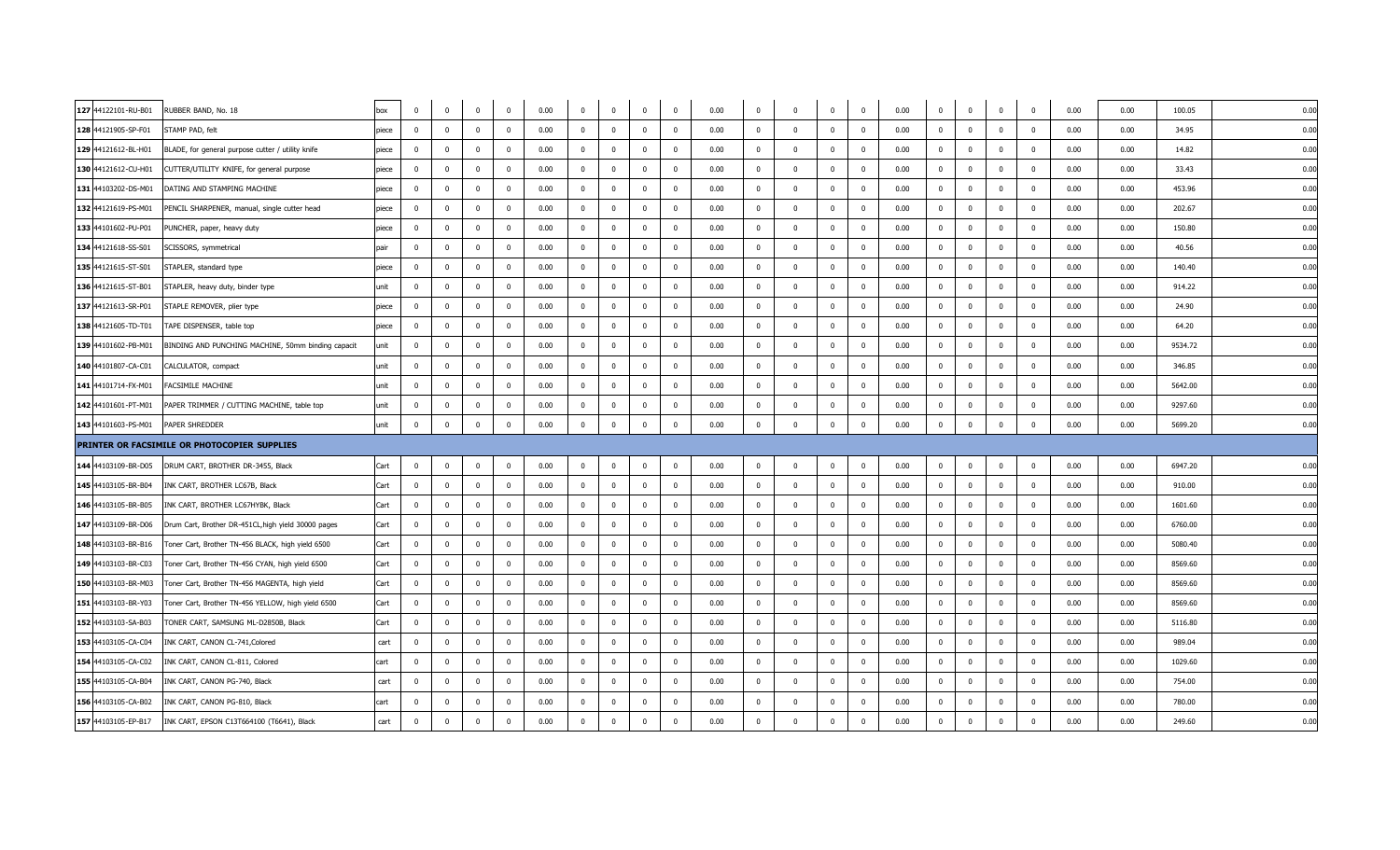| | | | | | | | | | | | | | | | | | | | | | | | | | | | | | | |
|---|---|---|---|---|---|---|---|---|---|---|---|---|---|---|---|---|---|---|---|---|---|---|---|---|---|---|---|---|---|---|
| 127 | 44122101-RU-B01 | RUBBER BAND, No. 18 | box | 0 | 0 | 0 | 0 | 0.00 | 0 | 0 | 0 | 0 | 0.00 | 0 | 0 | 0 | 0 | 0.00 | 0 | 0 | 0 | 0 | 0.00 | 0.00 | 100.05 | 0.00 | | | | |
| 128 | 44121905-SP-F01 | STAMP PAD, felt | piece | 0 | 0 | 0 | 0 | 0.00 | 0 | 0 | 0 | 0 | 0.00 | 0 | 0 | 0 | 0 | 0.00 | 0 | 0 | 0 | 0 | 0.00 | 0.00 | 34.95 | 0.00 | | | | |
| 129 | 44121612-BL-H01 | BLADE, for general purpose cutter / utility knife | piece | 0 | 0 | 0 | 0 | 0.00 | 0 | 0 | 0 | 0 | 0.00 | 0 | 0 | 0 | 0 | 0.00 | 0 | 0 | 0 | 0 | 0.00 | 0.00 | 14.82 | 0.00 | | | | |
| 130 | 44121612-CU-H01 | CUTTER/UTILITY KNIFE, for general purpose | piece | 0 | 0 | 0 | 0 | 0.00 | 0 | 0 | 0 | 0 | 0.00 | 0 | 0 | 0 | 0 | 0.00 | 0 | 0 | 0 | 0 | 0.00 | 0.00 | 33.43 | 0.00 | | | | |
| 131 | 44103202-DS-M01 | DATING AND STAMPING MACHINE | piece | 0 | 0 | 0 | 0 | 0.00 | 0 | 0 | 0 | 0 | 0.00 | 0 | 0 | 0 | 0 | 0.00 | 0 | 0 | 0 | 0 | 0.00 | 0.00 | 453.96 | 0.00 | | | | |
| 132 | 44121619-PS-M01 | PENCIL SHARPENER, manual, single cutter head | piece | 0 | 0 | 0 | 0 | 0.00 | 0 | 0 | 0 | 0 | 0.00 | 0 | 0 | 0 | 0 | 0.00 | 0 | 0 | 0 | 0 | 0.00 | 0.00 | 202.67 | 0.00 | | | | |
| 133 | 44101602-PU-P01 | PUNCHER, paper, heavy duty | piece | 0 | 0 | 0 | 0 | 0.00 | 0 | 0 | 0 | 0 | 0.00 | 0 | 0 | 0 | 0 | 0.00 | 0 | 0 | 0 | 0 | 0.00 | 0.00 | 150.80 | 0.00 | | | | |
| 134 | 44121618-SS-S01 | SCISSORS, symmetrical | pair | 0 | 0 | 0 | 0 | 0.00 | 0 | 0 | 0 | 0 | 0.00 | 0 | 0 | 0 | 0 | 0.00 | 0 | 0 | 0 | 0 | 0.00 | 0.00 | 40.56 | 0.00 | | | | |
| 135 | 44121615-ST-S01 | STAPLER, standard type | piece | 0 | 0 | 0 | 0 | 0.00 | 0 | 0 | 0 | 0 | 0.00 | 0 | 0 | 0 | 0 | 0.00 | 0 | 0 | 0 | 0 | 0.00 | 0.00 | 140.40 | 0.00 | | | | |
| 136 | 44121615-ST-B01 | STAPLER, heavy duty, binder type | unit | 0 | 0 | 0 | 0 | 0.00 | 0 | 0 | 0 | 0 | 0.00 | 0 | 0 | 0 | 0 | 0.00 | 0 | 0 | 0 | 0 | 0.00 | 0.00 | 914.22 | 0.00 | | | | |
| 137 | 44121613-SR-P01 | STAPLE REMOVER, plier type | piece | 0 | 0 | 0 | 0 | 0.00 | 0 | 0 | 0 | 0 | 0.00 | 0 | 0 | 0 | 0 | 0.00 | 0 | 0 | 0 | 0 | 0.00 | 0.00 | 24.90 | 0.00 | | | | |
| 138 | 44121605-TD-T01 | TAPE DISPENSER, table top | piece | 0 | 0 | 0 | 0 | 0.00 | 0 | 0 | 0 | 0 | 0.00 | 0 | 0 | 0 | 0 | 0.00 | 0 | 0 | 0 | 0 | 0.00 | 0.00 | 64.20 | 0.00 | | | | |
| 139 | 44101602-PB-M01 | BINDING AND PUNCHING MACHINE, 50mm binding capacit | unit | 0 | 0 | 0 | 0 | 0.00 | 0 | 0 | 0 | 0 | 0.00 | 0 | 0 | 0 | 0 | 0.00 | 0 | 0 | 0 | 0 | 0.00 | 0.00 | 9534.72 | 0.00 | | | | |
| 140 | 44101807-CA-C01 | CALCULATOR, compact | unit | 0 | 0 | 0 | 0 | 0.00 | 0 | 0 | 0 | 0 | 0.00 | 0 | 0 | 0 | 0 | 0.00 | 0 | 0 | 0 | 0 | 0.00 | 0.00 | 346.85 | 0.00 | | | | |
| 141 | 44101714-FX-M01 | FACSIMILE MACHINE | unit | 0 | 0 | 0 | 0 | 0.00 | 0 | 0 | 0 | 0 | 0.00 | 0 | 0 | 0 | 0 | 0.00 | 0 | 0 | 0 | 0 | 0.00 | 0.00 | 5642.00 | 0.00 | | | | |
| 142 | 44101601-PT-M01 | PAPER TRIMMER / CUTTING MACHINE, table top | unit | 0 | 0 | 0 | 0 | 0.00 | 0 | 0 | 0 | 0 | 0.00 | 0 | 0 | 0 | 0 | 0.00 | 0 | 0 | 0 | 0 | 0.00 | 0.00 | 9297.60 | 0.00 | | | | |
| 143 | 44101603-PS-M01 | PAPER SHREDDER | unit | 0 | 0 | 0 | 0 | 0.00 | 0 | 0 | 0 | 0 | 0.00 | 0 | 0 | 0 | 0 | 0.00 | 0 | 0 | 0 | 0 | 0.00 | 0.00 | 5699.20 | 0.00 | | | | |
| **PRINTER OR FACSIMILE OR PHOTOCOPIER SUPPLIES** | | | | | | | | | | | | | | | | | | | | | | | | | | | | | | |
| 144 | 44103109-BR-D05 | DRUM CART, BROTHER DR-3455, Black | Cart | 0 | 0 | 0 | 0 | 0.00 | 0 | 0 | 0 | 0 | 0.00 | 0 | 0 | 0 | 0 | 0.00 | 0 | 0 | 0 | 0 | 0.00 | 0.00 | 6947.20 | 0.00 | | | | |
| 145 | 44103105-BR-B04 | INK CART, BROTHER LC67B, Black | Cart | 0 | 0 | 0 | 0 | 0.00 | 0 | 0 | 0 | 0 | 0.00 | 0 | 0 | 0 | 0 | 0.00 | 0 | 0 | 0 | 0 | 0.00 | 0.00 | 910.00 | 0.00 | | | | |
| 146 | 44103105-BR-B05 | INK CART, BROTHER LC67HYBK, Black | Cart | 0 | 0 | 0 | 0 | 0.00 | 0 | 0 | 0 | 0 | 0.00 | 0 | 0 | 0 | 0 | 0.00 | 0 | 0 | 0 | 0 | 0.00 | 0.00 | 1601.60 | 0.00 | | | | |
| 147 | 44103109-BR-D06 | Drum Cart, Brother DR-451CL,high yield 30000 pages | Cart | 0 | 0 | 0 | 0 | 0.00 | 0 | 0 | 0 | 0 | 0.00 | 0 | 0 | 0 | 0 | 0.00 | 0 | 0 | 0 | 0 | 0.00 | 0.00 | 6760.00 | 0.00 | | | | |
| 148 | 44103103-BR-B16 | Toner Cart, Brother TN-456 BLACK, high yield 6500 | Cart | 0 | 0 | 0 | 0 | 0.00 | 0 | 0 | 0 | 0 | 0.00 | 0 | 0 | 0 | 0 | 0.00 | 0 | 0 | 0 | 0 | 0.00 | 0.00 | 5080.40 | 0.00 | | | | |
| 149 | 44103103-BR-C03 | Toner Cart, Brother TN-456 CYAN, high yield 6500 | Cart | 0 | 0 | 0 | 0 | 0.00 | 0 | 0 | 0 | 0 | 0.00 | 0 | 0 | 0 | 0 | 0.00 | 0 | 0 | 0 | 0 | 0.00 | 0.00 | 8569.60 | 0.00 | | | | |
| 150 | 44103103-BR-M03 | Toner Cart, Brother TN-456 MAGENTA, high yield | Cart | 0 | 0 | 0 | 0 | 0.00 | 0 | 0 | 0 | 0 | 0.00 | 0 | 0 | 0 | 0 | 0.00 | 0 | 0 | 0 | 0 | 0.00 | 0.00 | 8569.60 | 0.00 | | | | |
| 151 | 44103103-BR-Y03 | Toner Cart, Brother TN-456 YELLOW, high yield 6500 | Cart | 0 | 0 | 0 | 0 | 0.00 | 0 | 0 | 0 | 0 | 0.00 | 0 | 0 | 0 | 0 | 0.00 | 0 | 0 | 0 | 0 | 0.00 | 0.00 | 8569.60 | 0.00 | | | | |
| 152 | 44103103-SA-B03 | TONER CART, SAMSUNG ML-D2850B, Black | Cart | 0 | 0 | 0 | 0 | 0.00 | 0 | 0 | 0 | 0 | 0.00 | 0 | 0 | 0 | 0 | 0.00 | 0 | 0 | 0 | 0 | 0.00 | 0.00 | 5116.80 | 0.00 | | | | |
| 153 | 44103105-CA-C04 | INK CART, CANON CL-741,Colored | cart | 0 | 0 | 0 | 0 | 0.00 | 0 | 0 | 0 | 0 | 0.00 | 0 | 0 | 0 | 0 | 0.00 | 0 | 0 | 0 | 0 | 0.00 | 0.00 | 989.04 | 0.00 | | | | |
| 154 | 44103105-CA-C02 | INK CART, CANON CL-811, Colored | cart | 0 | 0 | 0 | 0 | 0.00 | 0 | 0 | 0 | 0 | 0.00 | 0 | 0 | 0 | 0 | 0.00 | 0 | 0 | 0 | 0 | 0.00 | 0.00 | 1029.60 | 0.00 | | | | |
| 155 | 44103105-CA-B04 | INK CART, CANON PG-740, Black | cart | 0 | 0 | 0 | 0 | 0.00 | 0 | 0 | 0 | 0 | 0.00 | 0 | 0 | 0 | 0 | 0.00 | 0 | 0 | 0 | 0 | 0.00 | 0.00 | 754.00 | 0.00 | | | | |
| 156 | 44103105-CA-B02 | INK CART, CANON PG-810, Black | cart | 0 | 0 | 0 | 0 | 0.00 | 0 | 0 | 0 | 0 | 0.00 | 0 | 0 | 0 | 0 | 0.00 | 0 | 0 | 0 | 0 | 0.00 | 0.00 | 780.00 | 0.00 | | | | |
| 157 | 44103105-EP-B17 | INK CART, EPSON C13T664100 (T6641), Black | cart | 0 | 0 | 0 | 0 | 0.00 | 0 | 0 | 0 | 0 | 0.00 | 0 | 0 | 0 | 0 | 0.00 | 0 | 0 | 0 | 0 | 0.00 | 0.00 | 249.60 | 0.00 | | | | |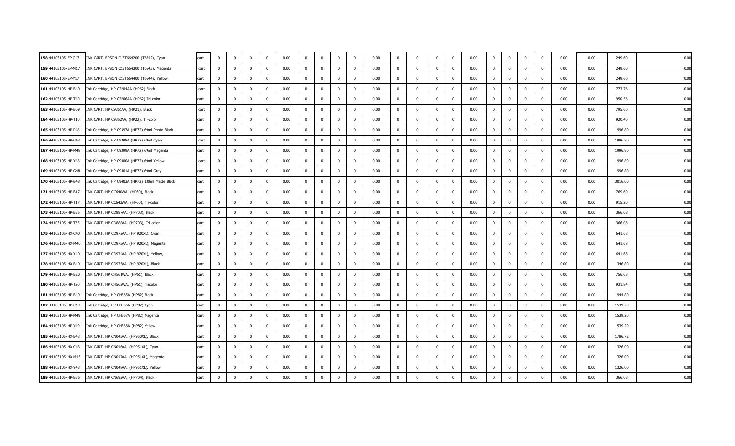| | | | | | | | | | | | | | | | | | | | | | | | | | | |
|---|---|---|---|---|---|---|---|---|---|---|---|---|---|---|---|---|---|---|---|---|---|---|---|---|---|---|
| 158 | 44103105-EP-C17 | INK CART, EPSON C13T664200 (T6642), Cyan | cart | 0 | 0 | 0 | 0 | 0.00 | 0 | 0 | 0 | 0 | 0.00 | 0 | 0 | 0 | 0 | 0.00 | 0 | 0 | 0 | 0 | 0.00 | 0.00 | 249.60 | 0.00 |
| 159 | 44103105-EP-M17 | INK CART, EPSON C13T664300 (T6643), Magenta | cart | 0 | 0 | 0 | 0 | 0.00 | 0 | 0 | 0 | 0 | 0.00 | 0 | 0 | 0 | 0 | 0.00 | 0 | 0 | 0 | 0 | 0.00 | 0.00 | 249.60 | 0.00 |
| 160 | 44103105-EP-Y17 | INK CART, EPSON C13T664400 (T6644), Yellow | cart | 0 | 0 | 0 | 0 | 0.00 | 0 | 0 | 0 | 0 | 0.00 | 0 | 0 | 0 | 0 | 0.00 | 0 | 0 | 0 | 0 | 0.00 | 0.00 | 249.60 | 0.00 |
| 161 | 44103105-HP-B40 | Ink Cartridge, HP C2P04AA (HP62) Black | cart | 0 | 0 | 0 | 0 | 0.00 | 0 | 0 | 0 | 0 | 0.00 | 0 | 0 | 0 | 0 | 0.00 | 0 | 0 | 0 | 0 | 0.00 | 0.00 | 773.76 | 0.00 |
| 162 | 44103105-HP-T40 | Ink Cartridge, HP C2P06AA (HP62) Tri-color | cart | 0 | 0 | 0 | 0 | 0.00 | 0 | 0 | 0 | 0 | 0.00 | 0 | 0 | 0 | 0 | 0.00 | 0 | 0 | 0 | 0 | 0.00 | 0.00 | 950.56 | 0.00 |
| 163 | 44103105-HP-B09 | INK CART, HP C9351AA, (HP21), Black | cart | 0 | 0 | 0 | 0 | 0.00 | 0 | 0 | 0 | 0 | 0.00 | 0 | 0 | 0 | 0 | 0.00 | 0 | 0 | 0 | 0 | 0.00 | 0.00 | 795.60 | 0.00 |
| 164 | 44103105-HP-T10 | INK CART, HP C9352AA, (HP22), Tri-color | cart | 0 | 0 | 0 | 0 | 0.00 | 0 | 0 | 0 | 0 | 0.00 | 0 | 0 | 0 | 0 | 0.00 | 0 | 0 | 0 | 0 | 0.00 | 0.00 | 920.40 | 0.00 |
| 165 | 44103105-HP-P48 | Ink Cartridge, HP C9397A (HP72) 69ml Photo Black | cart | 0 | 0 | 0 | 0 | 0.00 | 0 | 0 | 0 | 0 | 0.00 | 0 | 0 | 0 | 0 | 0.00 | 0 | 0 | 0 | 0 | 0.00 | 0.00 | 1996.80 | 0.00 |
| 166 | 44103105-HP-C48 | Ink Cartridge, HP C9398A (HP72) 69ml Cyan | cart | 0 | 0 | 0 | 0 | 0.00 | 0 | 0 | 0 | 0 | 0.00 | 0 | 0 | 0 | 0 | 0.00 | 0 | 0 | 0 | 0 | 0.00 | 0.00 | 1996.80 | 0.00 |
| 167 | 44103105-HP-M48 | Ink Cartridge, HP C9399A (HP72) 69ml Magenta | cart | 0 | 0 | 0 | 0 | 0.00 | 0 | 0 | 0 | 0 | 0.00 | 0 | 0 | 0 | 0 | 0.00 | 0 | 0 | 0 | 0 | 0.00 | 0.00 | 1996.80 | 0.00 |
| 168 | 44103105-HP-Y48 | Ink Cartridge, HP C9400A (HP72) 69ml Yellow | cart | 0 | 0 | 0 | 0 | 0.00 | 0 | 0 | 0 | 0 | 0.00 | 0 | 0 | 0 | 0 | 0.00 | 0 | 0 | 0 | 0 | 0.00 | 0.00 | 1996.80 | 0.00 |
| 169 | 44103105-HP-G48 | Ink Cartridge, HP C9401A (HP72) 69ml Gray | cart | 0 | 0 | 0 | 0 | 0.00 | 0 | 0 | 0 | 0 | 0.00 | 0 | 0 | 0 | 0 | 0.00 | 0 | 0 | 0 | 0 | 0.00 | 0.00 | 1996.80 | 0.00 |
| 170 | 44103105-HP-B48 | Ink Cartridge, HP C9403A (HP72) 130ml Matte Black | cart | 0 | 0 | 0 | 0 | 0.00 | 0 | 0 | 0 | 0 | 0.00 | 0 | 0 | 0 | 0 | 0.00 | 0 | 0 | 0 | 0 | 0.00 | 0.00 | 3016.00 | 0.00 |
| 171 | 44103105-HP-B17 | INK CART, HP CC640WA, (HP60), Black | cart | 0 | 0 | 0 | 0 | 0.00 | 0 | 0 | 0 | 0 | 0.00 | 0 | 0 | 0 | 0 | 0.00 | 0 | 0 | 0 | 0 | 0.00 | 0.00 | 769.60 | 0.00 |
| 172 | 44103105-HP-T17 | INK CART, HP CC643WA, (HP60), Tri-color | cart | 0 | 0 | 0 | 0 | 0.00 | 0 | 0 | 0 | 0 | 0.00 | 0 | 0 | 0 | 0 | 0.00 | 0 | 0 | 0 | 0 | 0.00 | 0.00 | 915.20 | 0.00 |
| 173 | 44103105-HP-B35 | INK CART, HP CD887AA, (HP703), Black | cart | 0 | 0 | 0 | 0 | 0.00 | 0 | 0 | 0 | 0 | 0.00 | 0 | 0 | 0 | 0 | 0.00 | 0 | 0 | 0 | 0 | 0.00 | 0.00 | 366.08 | 0.00 |
| 174 | 44103105-HP-T35 | INK CART, HP CD888AA, (HP703), Tri-color | cart | 0 | 0 | 0 | 0 | 0.00 | 0 | 0 | 0 | 0 | 0.00 | 0 | 0 | 0 | 0 | 0.00 | 0 | 0 | 0 | 0 | 0.00 | 0.00 | 366.08 | 0.00 |
| 175 | 44103105-HX-C40 | INK CART, HP CD972AA, (HP 920XL), Cyan | cart | 0 | 0 | 0 | 0 | 0.00 | 0 | 0 | 0 | 0 | 0.00 | 0 | 0 | 0 | 0 | 0.00 | 0 | 0 | 0 | 0 | 0.00 | 0.00 | 641.68 | 0.00 |
| 176 | 44103105-HX-M40 | INK CART, HP CD973AA, (HP 920XL), Magenta | cart | 0 | 0 | 0 | 0 | 0.00 | 0 | 0 | 0 | 0 | 0.00 | 0 | 0 | 0 | 0 | 0.00 | 0 | 0 | 0 | 0 | 0.00 | 0.00 | 641.68 | 0.00 |
| 177 | 44103105-HX-Y40 | INK CART, HP CD974AA, (HP 920XL), Yellow, | cart | 0 | 0 | 0 | 0 | 0.00 | 0 | 0 | 0 | 0 | 0.00 | 0 | 0 | 0 | 0 | 0.00 | 0 | 0 | 0 | 0 | 0.00 | 0.00 | 641.68 | 0.00 |
| 178 | 44103105-HX-B40 | INK CART, HP CD975AA, (HP 920XL), Black | cart | 0 | 0 | 0 | 0 | 0.00 | 0 | 0 | 0 | 0 | 0.00 | 0 | 0 | 0 | 0 | 0.00 | 0 | 0 | 0 | 0 | 0.00 | 0.00 | 1346.80 | 0.00 |
| 179 | 44103105-HP-B20 | INK CART, HP CH561WA, (HP61), Black | cart | 0 | 0 | 0 | 0 | 0.00 | 0 | 0 | 0 | 0 | 0.00 | 0 | 0 | 0 | 0 | 0.00 | 0 | 0 | 0 | 0 | 0.00 | 0.00 | 756.08 | 0.00 |
| 180 | 44103105-HP-T20 | INK CART, HP CH562WA, (HP61), Tricolor | cart | 0 | 0 | 0 | 0 | 0.00 | 0 | 0 | 0 | 0 | 0.00 | 0 | 0 | 0 | 0 | 0.00 | 0 | 0 | 0 | 0 | 0.00 | 0.00 | 931.84 | 0.00 |
| 181 | 44103105-HP-B49 | Ink Cartridge, HP CH565A (HP82) Black | cart | 0 | 0 | 0 | 0 | 0.00 | 0 | 0 | 0 | 0 | 0.00 | 0 | 0 | 0 | 0 | 0.00 | 0 | 0 | 0 | 0 | 0.00 | 0.00 | 1944.80 | 0.00 |
| 182 | 44103105-HP-C49 | Ink Cartridge, HP CH566A (HP82) Cyan | cart | 0 | 0 | 0 | 0 | 0.00 | 0 | 0 | 0 | 0 | 0.00 | 0 | 0 | 0 | 0 | 0.00 | 0 | 0 | 0 | 0 | 0.00 | 0.00 | 1539.20 | 0.00 |
| 183 | 44103105-HP-M49 | Ink Cartridge, HP CH567A (HP82) Magenta | cart | 0 | 0 | 0 | 0 | 0.00 | 0 | 0 | 0 | 0 | 0.00 | 0 | 0 | 0 | 0 | 0.00 | 0 | 0 | 0 | 0 | 0.00 | 0.00 | 1539.20 | 0.00 |
| 184 | 44103105-HP-Y49 | Ink Cartridge, HP CH568A (HP82) Yellow | cart | 0 | 0 | 0 | 0 | 0.00 | 0 | 0 | 0 | 0 | 0.00 | 0 | 0 | 0 | 0 | 0.00 | 0 | 0 | 0 | 0 | 0.00 | 0.00 | 1539.20 | 0.00 |
| 185 | 44103105-HX-B43 | INK CART, HP CN045AA, (HP950XL), Black | cart | 0 | 0 | 0 | 0 | 0.00 | 0 | 0 | 0 | 0 | 0.00 | 0 | 0 | 0 | 0 | 0.00 | 0 | 0 | 0 | 0 | 0.00 | 0.00 | 1786.72 | 0.00 |
| 186 | 44103105-HX-C43 | INK CART, HP CN046AA, (HP951XL), Cyan | cart | 0 | 0 | 0 | 0 | 0.00 | 0 | 0 | 0 | 0 | 0.00 | 0 | 0 | 0 | 0 | 0.00 | 0 | 0 | 0 | 0 | 0.00 | 0.00 | 1326.00 | 0.00 |
| 187 | 44103105-HX-M43 | INK CART, HP CN047AA, (HP951XL), Magenta | cart | 0 | 0 | 0 | 0 | 0.00 | 0 | 0 | 0 | 0 | 0.00 | 0 | 0 | 0 | 0 | 0.00 | 0 | 0 | 0 | 0 | 0.00 | 0.00 | 1326.00 | 0.00 |
| 188 | 44103105-HX-Y43 | INK CART, HP CN048AA, (HP951XL). Yellow | cart | 0 | 0 | 0 | 0 | 0.00 | 0 | 0 | 0 | 0 | 0.00 | 0 | 0 | 0 | 0 | 0.00 | 0 | 0 | 0 | 0 | 0.00 | 0.00 | 1326.00 | 0.00 |
| 189 | 44103105-HP-B36 | INK CART, HP CN692AA, (HP704), Black | cart | 0 | 0 | 0 | 0 | 0.00 | 0 | 0 | 0 | 0 | 0.00 | 0 | 0 | 0 | 0 | 0.00 | 0 | 0 | 0 | 0 | 0.00 | 0.00 | 366.08 | 0.00 |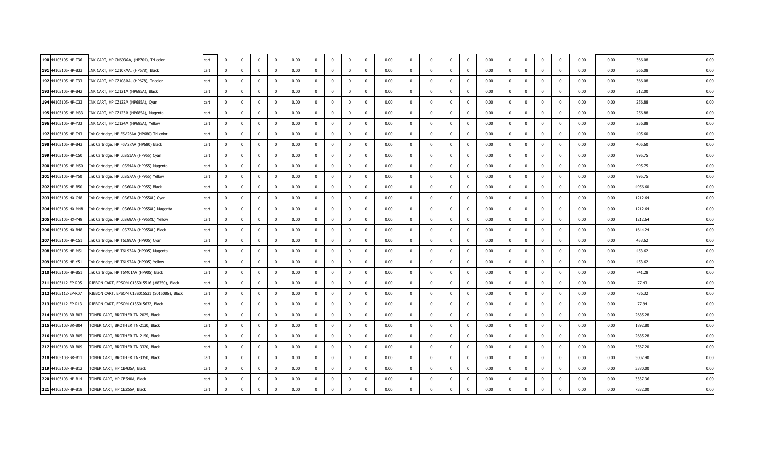| | | | | | | | | | | | | | | | | | | | | | | | | | | |
|---|---|---|---|---|---|---|---|---|---|---|---|---|---|---|---|---|---|---|---|---|---|---|---|---|---|---|
| 190 | 44103105-HP-T36 | INK CART, HP CN693AA, (HP704), Tri-color | cart | 0 | 0 | 0 | 0 | 0.00 | 0 | 0 | 0 | 0 | 0.00 | 0 | 0 | 0 | 0 | 0.00 | 0 | 0 | 0 | 0 | 0.00 | 0.00 | 366.08 | 0.00 |
| 191 | 44103105-HP-B33 | INK CART, HP CZ107AA, (HP678), Black | cart | 0 | 0 | 0 | 0 | 0.00 | 0 | 0 | 0 | 0 | 0.00 | 0 | 0 | 0 | 0 | 0.00 | 0 | 0 | 0 | 0 | 0.00 | 0.00 | 366.08 | 0.00 |
| 192 | 44103105-HP-T33 | INK CART, HP CZ108AA, (HP678), Tricolor | cart | 0 | 0 | 0 | 0 | 0.00 | 0 | 0 | 0 | 0 | 0.00 | 0 | 0 | 0 | 0 | 0.00 | 0 | 0 | 0 | 0 | 0.00 | 0.00 | 366.08 | 0.00 |
| 193 | 44103105-HP-B42 | INK CART, HP CZ121A (HP685A), Black | cart | 0 | 0 | 0 | 0 | 0.00 | 0 | 0 | 0 | 0 | 0.00 | 0 | 0 | 0 | 0 | 0.00 | 0 | 0 | 0 | 0 | 0.00 | 0.00 | 312.00 | 0.00 |
| 194 | 44103105-HP-C33 | INK CART, HP CZ122A (HP685A), Cyan | cart | 0 | 0 | 0 | 0 | 0.00 | 0 | 0 | 0 | 0 | 0.00 | 0 | 0 | 0 | 0 | 0.00 | 0 | 0 | 0 | 0 | 0.00 | 0.00 | 256.88 | 0.00 |
| 195 | 44103105-HP-M33 | INK CART, HP CZ123A (HP685A), Magenta | cart | 0 | 0 | 0 | 0 | 0.00 | 0 | 0 | 0 | 0 | 0.00 | 0 | 0 | 0 | 0 | 0.00 | 0 | 0 | 0 | 0 | 0.00 | 0.00 | 256.88 | 0.00 |
| 196 | 44103105-HP-Y33 | INK CART, HP CZ124A (HP685A), Yellow | cart | 0 | 0 | 0 | 0 | 0.00 | 0 | 0 | 0 | 0 | 0.00 | 0 | 0 | 0 | 0 | 0.00 | 0 | 0 | 0 | 0 | 0.00 | 0.00 | 256.88 | 0.00 |
| 197 | 44103105-HP-T43 | Ink Cartridge, HP F6V26AA (HP680) Tri-color | cart | 0 | 0 | 0 | 0 | 0.00 | 0 | 0 | 0 | 0 | 0.00 | 0 | 0 | 0 | 0 | 0.00 | 0 | 0 | 0 | 0 | 0.00 | 0.00 | 405.60 | 0.00 |
| 198 | 44103105-HP-B43 | Ink Cartridge, HP F6V27AA (HP680) Black | cart | 0 | 0 | 0 | 0 | 0.00 | 0 | 0 | 0 | 0 | 0.00 | 0 | 0 | 0 | 0 | 0.00 | 0 | 0 | 0 | 0 | 0.00 | 0.00 | 405.60 | 0.00 |
| 199 | 44103105-HP-C50 | Ink Cartridge, HP L0S51AA (HP955) Cyan | cart | 0 | 0 | 0 | 0 | 0.00 | 0 | 0 | 0 | 0 | 0.00 | 0 | 0 | 0 | 0 | 0.00 | 0 | 0 | 0 | 0 | 0.00 | 0.00 | 995.75 | 0.00 |
| 200 | 44103105-HP-M50 | Ink Cartridge, HP L0S54AA (HP955) Magenta | cart | 0 | 0 | 0 | 0 | 0.00 | 0 | 0 | 0 | 0 | 0.00 | 0 | 0 | 0 | 0 | 0.00 | 0 | 0 | 0 | 0 | 0.00 | 0.00 | 995.75 | 0.00 |
| 201 | 44103105-HP-Y50 | Ink Cartridge, HP L0S57AA (HP955) Yellow | cart | 0 | 0 | 0 | 0 | 0.00 | 0 | 0 | 0 | 0 | 0.00 | 0 | 0 | 0 | 0 | 0.00 | 0 | 0 | 0 | 0 | 0.00 | 0.00 | 995.75 | 0.00 |
| 202 | 44103105-HP-B50 | Ink Cartridge, HP L0S60AA (HP955) Black | cart | 0 | 0 | 0 | 0 | 0.00 | 0 | 0 | 0 | 0 | 0.00 | 0 | 0 | 0 | 0 | 0.00 | 0 | 0 | 0 | 0 | 0.00 | 0.00 | 4956.60 | 0.00 |
| 203 | 44103105-HX-C48 | Ink Cartridge, HP L0S63AA (HP955XL) Cyan | cart | 0 | 0 | 0 | 0 | 0.00 | 0 | 0 | 0 | 0 | 0.00 | 0 | 0 | 0 | 0 | 0.00 | 0 | 0 | 0 | 0 | 0.00 | 0.00 | 1212.64 | 0.00 |
| 204 | 44103105-HX-M48 | Ink Cartridge, HP L0S66AA (HP955XL) Magenta | cart | 0 | 0 | 0 | 0 | 0.00 | 0 | 0 | 0 | 0 | 0.00 | 0 | 0 | 0 | 0 | 0.00 | 0 | 0 | 0 | 0 | 0.00 | 0.00 | 1212.64 | 0.00 |
| 205 | 44103105-HX-Y48 | Ink Cartridge, HP L0S69AA (HP955XL) Yellow | cart | 0 | 0 | 0 | 0 | 0.00 | 0 | 0 | 0 | 0 | 0.00 | 0 | 0 | 0 | 0 | 0.00 | 0 | 0 | 0 | 0 | 0.00 | 0.00 | 1212.64 | 0.00 |
| 206 | 44103105-HX-B48 | Ink Cartridge, HP L0S72AA (HP955XL) Black | cart | 0 | 0 | 0 | 0 | 0.00 | 0 | 0 | 0 | 0 | 0.00 | 0 | 0 | 0 | 0 | 0.00 | 0 | 0 | 0 | 0 | 0.00 | 0.00 | 1644.24 | 0.00 |
| 207 | 44103105-HP-C51 | Ink Cartridge, HP T6L89AA (HP905) Cyan | cart | 0 | 0 | 0 | 0 | 0.00 | 0 | 0 | 0 | 0 | 0.00 | 0 | 0 | 0 | 0 | 0.00 | 0 | 0 | 0 | 0 | 0.00 | 0.00 | 453.62 | 0.00 |
| 208 | 44103105-HP-M51 | Ink Cartridge, HP T6L93AA (HP905) Magenta | cart | 0 | 0 | 0 | 0 | 0.00 | 0 | 0 | 0 | 0 | 0.00 | 0 | 0 | 0 | 0 | 0.00 | 0 | 0 | 0 | 0 | 0.00 | 0.00 | 453.62 | 0.00 |
| 209 | 44103105-HP-Y51 | Ink Cartridge, HP T6L97AA (HP905) Yellow | cart | 0 | 0 | 0 | 0 | 0.00 | 0 | 0 | 0 | 0 | 0.00 | 0 | 0 | 0 | 0 | 0.00 | 0 | 0 | 0 | 0 | 0.00 | 0.00 | 453.62 | 0.00 |
| 210 | 44103105-HP-B51 | Ink Cartridge, HP T6M01AA (HP905) Black | cart | 0 | 0 | 0 | 0 | 0.00 | 0 | 0 | 0 | 0 | 0.00 | 0 | 0 | 0 | 0 | 0.00 | 0 | 0 | 0 | 0 | 0.00 | 0.00 | 741.28 | 0.00 |
| 211 | 44103112-EP-R05 | RIBBON CART, EPSON C13S015516 (#8750), Black | cart | 0 | 0 | 0 | 0 | 0.00 | 0 | 0 | 0 | 0 | 0.00 | 0 | 0 | 0 | 0 | 0.00 | 0 | 0 | 0 | 0 | 0.00 | 0.00 | 77.43 | 0.00 |
| 212 | 44103112-EP-R07 | RIBBON CART, EPSON C13S015531 (S015086), Black | cart | 0 | 0 | 0 | 0 | 0.00 | 0 | 0 | 0 | 0 | 0.00 | 0 | 0 | 0 | 0 | 0.00 | 0 | 0 | 0 | 0 | 0.00 | 0.00 | 736.32 | 0.00 |
| 213 | 44103112-EP-R13 | RIBBON CART, EPSON C13S015632, Black | cart | 0 | 0 | 0 | 0 | 0.00 | 0 | 0 | 0 | 0 | 0.00 | 0 | 0 | 0 | 0 | 0.00 | 0 | 0 | 0 | 0 | 0.00 | 0.00 | 77.94 | 0.00 |
| 214 | 44103103-BR-B03 | TONER CART, BROTHER TN-2025, Black | cart | 0 | 0 | 0 | 0 | 0.00 | 0 | 0 | 0 | 0 | 0.00 | 0 | 0 | 0 | 0 | 0.00 | 0 | 0 | 0 | 0 | 0.00 | 0.00 | 2685.28 | 0.00 |
| 215 | 44103103-BR-B04 | TONER CART, BROTHER TN-2130, Black | cart | 0 | 0 | 0 | 0 | 0.00 | 0 | 0 | 0 | 0 | 0.00 | 0 | 0 | 0 | 0 | 0.00 | 0 | 0 | 0 | 0 | 0.00 | 0.00 | 1892.80 | 0.00 |
| 216 | 44103103-BR-B05 | TONER CART, BROTHER TN-2150, Black | cart | 0 | 0 | 0 | 0 | 0.00 | 0 | 0 | 0 | 0 | 0.00 | 0 | 0 | 0 | 0 | 0.00 | 0 | 0 | 0 | 0 | 0.00 | 0.00 | 2685.28 | 0.00 |
| 217 | 44103103-BR-B09 | TONER CART, BROTHER TN-3320, Black | cart | 0 | 0 | 0 | 0 | 0.00 | 0 | 0 | 0 | 0 | 0.00 | 0 | 0 | 0 | 0 | 0.00 | 0 | 0 | 0 | 0 | 0.00 | 0.00 | 3567.20 | 0.00 |
| 218 | 44103103-BR-B11 | TONER CART, BROTHER TN-3350, Black | cart | 0 | 0 | 0 | 0 | 0.00 | 0 | 0 | 0 | 0 | 0.00 | 0 | 0 | 0 | 0 | 0.00 | 0 | 0 | 0 | 0 | 0.00 | 0.00 | 5002.40 | 0.00 |
| 219 | 44103103-HP-B12 | TONER CART, HP CB435A, Black | cart | 0 | 0 | 0 | 0 | 0.00 | 0 | 0 | 0 | 0 | 0.00 | 0 | 0 | 0 | 0 | 0.00 | 0 | 0 | 0 | 0 | 0.00 | 0.00 | 3380.00 | 0.00 |
| 220 | 44103103-HP-B14 | TONER CART, HP CB540A, Black | cart | 0 | 0 | 0 | 0 | 0.00 | 0 | 0 | 0 | 0 | 0.00 | 0 | 0 | 0 | 0 | 0.00 | 0 | 0 | 0 | 0 | 0.00 | 0.00 | 3337.36 | 0.00 |
| 221 | 44103103-HP-B18 | TONER CART, HP CE255A, Black | cart | 0 | 0 | 0 | 0 | 0.00 | 0 | 0 | 0 | 0 | 0.00 | 0 | 0 | 0 | 0 | 0.00 | 0 | 0 | 0 | 0 | 0.00 | 0.00 | 7332.00 | 0.00 |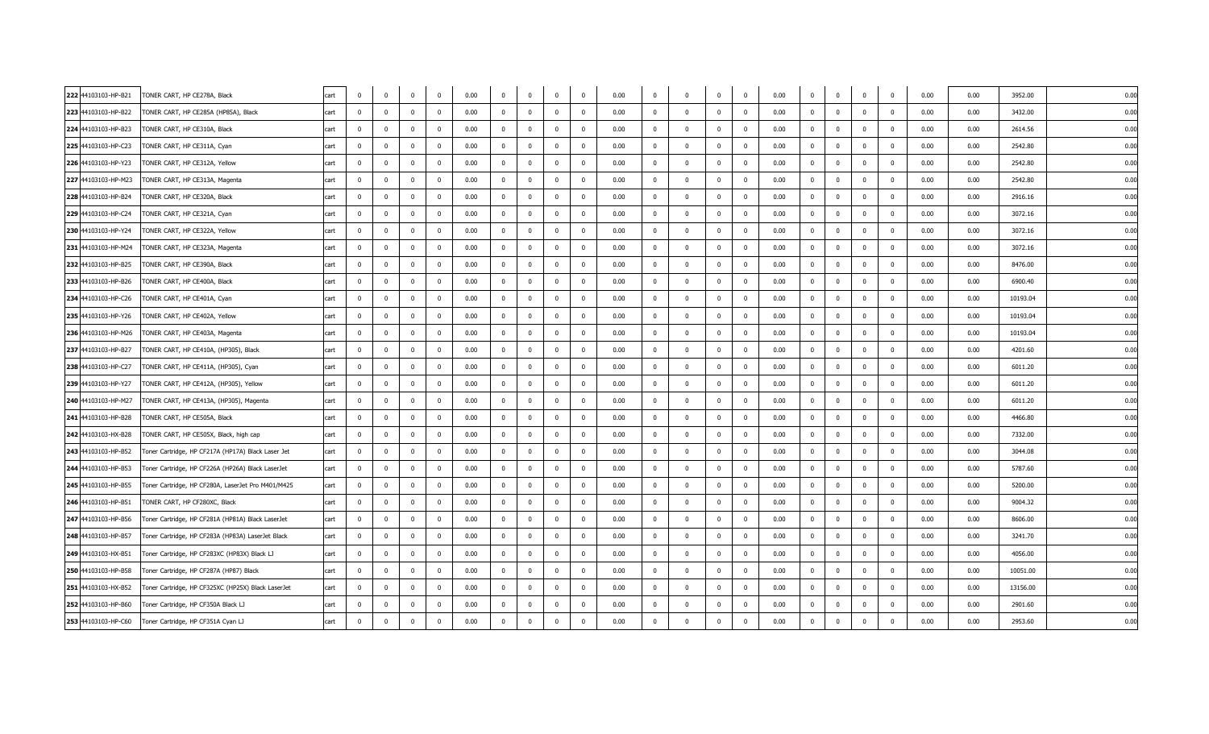| 222 | 44103103-HP-B21 | TONER CART, HP CE278A, Black | cart | 0 | 0 | 0 | 0 | 0.00 | 0 | 0 | 0 | 0 | 0.00 | 0 | 0 | 0 | 0 | 0.00 | 0 | 0 | 0 | 0 | 0.00 | 0.00 | 3952.00 | 0.00 |
|---|---|---|---|---|---|---|---|---|---|---|---|---|---|---|---|---|---|---|---|---|---|---|---|---|---|---|
| 223 | 44103103-HP-B22 | TONER CART, HP CE285A (HP85A), Black | cart | 0 | 0 | 0 | 0 | 0.00 | 0 | 0 | 0 | 0 | 0.00 | 0 | 0 | 0 | 0 | 0.00 | 0 | 0 | 0 | 0 | 0.00 | 0.00 | 3432.00 | 0.00 |
| 224 | 44103103-HP-B23 | TONER CART, HP CE310A, Black | cart | 0 | 0 | 0 | 0 | 0.00 | 0 | 0 | 0 | 0 | 0.00 | 0 | 0 | 0 | 0 | 0.00 | 0 | 0 | 0 | 0 | 0.00 | 0.00 | 2614.56 | 0.00 |
| 225 | 44103103-HP-C23 | TONER CART, HP CE311A, Cyan | cart | 0 | 0 | 0 | 0 | 0.00 | 0 | 0 | 0 | 0 | 0.00 | 0 | 0 | 0 | 0 | 0.00 | 0 | 0 | 0 | 0 | 0.00 | 0.00 | 2542.80 | 0.00 |
| 226 | 44103103-HP-Y23 | TONER CART, HP CE312A, Yellow | cart | 0 | 0 | 0 | 0 | 0.00 | 0 | 0 | 0 | 0 | 0.00 | 0 | 0 | 0 | 0 | 0.00 | 0 | 0 | 0 | 0 | 0.00 | 0.00 | 2542.80 | 0.00 |
| 227 | 44103103-HP-M23 | TONER CART, HP CE313A, Magenta | cart | 0 | 0 | 0 | 0 | 0.00 | 0 | 0 | 0 | 0 | 0.00 | 0 | 0 | 0 | 0 | 0.00 | 0 | 0 | 0 | 0 | 0.00 | 0.00 | 2542.80 | 0.00 |
| 228 | 44103103-HP-B24 | TONER CART, HP CE320A, Black | cart | 0 | 0 | 0 | 0 | 0.00 | 0 | 0 | 0 | 0 | 0.00 | 0 | 0 | 0 | 0 | 0.00 | 0 | 0 | 0 | 0 | 0.00 | 0.00 | 2916.16 | 0.00 |
| 229 | 44103103-HP-C24 | TONER CART, HP CE321A, Cyan | cart | 0 | 0 | 0 | 0 | 0.00 | 0 | 0 | 0 | 0 | 0.00 | 0 | 0 | 0 | 0 | 0.00 | 0 | 0 | 0 | 0 | 0.00 | 0.00 | 3072.16 | 0.00 |
| 230 | 44103103-HP-Y24 | TONER CART, HP CE322A, Yellow | cart | 0 | 0 | 0 | 0 | 0.00 | 0 | 0 | 0 | 0 | 0.00 | 0 | 0 | 0 | 0 | 0.00 | 0 | 0 | 0 | 0 | 0.00 | 0.00 | 3072.16 | 0.00 |
| 231 | 44103103-HP-M24 | TONER CART, HP CE323A, Magenta | cart | 0 | 0 | 0 | 0 | 0.00 | 0 | 0 | 0 | 0 | 0.00 | 0 | 0 | 0 | 0 | 0.00 | 0 | 0 | 0 | 0 | 0.00 | 0.00 | 3072.16 | 0.00 |
| 232 | 44103103-HP-B25 | TONER CART, HP CE390A, Black | cart | 0 | 0 | 0 | 0 | 0.00 | 0 | 0 | 0 | 0 | 0.00 | 0 | 0 | 0 | 0 | 0.00 | 0 | 0 | 0 | 0 | 0.00 | 0.00 | 8476.00 | 0.00 |
| 233 | 44103103-HP-B26 | TONER CART, HP CE400A, Black | cart | 0 | 0 | 0 | 0 | 0.00 | 0 | 0 | 0 | 0 | 0.00 | 0 | 0 | 0 | 0 | 0.00 | 0 | 0 | 0 | 0 | 0.00 | 0.00 | 6900.40 | 0.00 |
| 234 | 44103103-HP-C26 | TONER CART, HP CE401A, Cyan | cart | 0 | 0 | 0 | 0 | 0.00 | 0 | 0 | 0 | 0 | 0.00 | 0 | 0 | 0 | 0 | 0.00 | 0 | 0 | 0 | 0 | 0.00 | 0.00 | 10193.04 | 0.00 |
| 235 | 44103103-HP-Y26 | TONER CART, HP CE402A, Yellow | cart | 0 | 0 | 0 | 0 | 0.00 | 0 | 0 | 0 | 0 | 0.00 | 0 | 0 | 0 | 0 | 0.00 | 0 | 0 | 0 | 0 | 0.00 | 0.00 | 10193.04 | 0.00 |
| 236 | 44103103-HP-M26 | TONER CART, HP CE403A, Magenta | cart | 0 | 0 | 0 | 0 | 0.00 | 0 | 0 | 0 | 0 | 0.00 | 0 | 0 | 0 | 0 | 0.00 | 0 | 0 | 0 | 0 | 0.00 | 0.00 | 10193.04 | 0.00 |
| 237 | 44103103-HP-B27 | TONER CART, HP CE410A, (HP305), Black | cart | 0 | 0 | 0 | 0 | 0.00 | 0 | 0 | 0 | 0 | 0.00 | 0 | 0 | 0 | 0 | 0.00 | 0 | 0 | 0 | 0 | 0.00 | 0.00 | 4201.60 | 0.00 |
| 238 | 44103103-HP-C27 | TONER CART, HP CE411A, (HP305), Cyan | cart | 0 | 0 | 0 | 0 | 0.00 | 0 | 0 | 0 | 0 | 0.00 | 0 | 0 | 0 | 0 | 0.00 | 0 | 0 | 0 | 0 | 0.00 | 0.00 | 6011.20 | 0.00 |
| 239 | 44103103-HP-Y27 | TONER CART, HP CE412A, (HP305), Yellow | cart | 0 | 0 | 0 | 0 | 0.00 | 0 | 0 | 0 | 0 | 0.00 | 0 | 0 | 0 | 0 | 0.00 | 0 | 0 | 0 | 0 | 0.00 | 0.00 | 6011.20 | 0.00 |
| 240 | 44103103-HP-M27 | TONER CART, HP CE413A, (HP305), Magenta | cart | 0 | 0 | 0 | 0 | 0.00 | 0 | 0 | 0 | 0 | 0.00 | 0 | 0 | 0 | 0 | 0.00 | 0 | 0 | 0 | 0 | 0.00 | 0.00 | 6011.20 | 0.00 |
| 241 | 44103103-HP-B28 | TONER CART, HP CE505A, Black | cart | 0 | 0 | 0 | 0 | 0.00 | 0 | 0 | 0 | 0 | 0.00 | 0 | 0 | 0 | 0 | 0.00 | 0 | 0 | 0 | 0 | 0.00 | 0.00 | 4466.80 | 0.00 |
| 242 | 44103103-HX-B28 | TONER CART, HP CE505X, Black, high cap | cart | 0 | 0 | 0 | 0 | 0.00 | 0 | 0 | 0 | 0 | 0.00 | 0 | 0 | 0 | 0 | 0.00 | 0 | 0 | 0 | 0 | 0.00 | 0.00 | 7332.00 | 0.00 |
| 243 | 44103103-HP-B52 | Toner Cartridge, HP CF217A (HP17A) Black Laser Jet | cart | 0 | 0 | 0 | 0 | 0.00 | 0 | 0 | 0 | 0 | 0.00 | 0 | 0 | 0 | 0 | 0.00 | 0 | 0 | 0 | 0 | 0.00 | 0.00 | 3044.08 | 0.00 |
| 244 | 44103103-HP-B53 | Toner Cartridge, HP CF226A (HP26A) Black LaserJet | cart | 0 | 0 | 0 | 0 | 0.00 | 0 | 0 | 0 | 0 | 0.00 | 0 | 0 | 0 | 0 | 0.00 | 0 | 0 | 0 | 0 | 0.00 | 0.00 | 5787.60 | 0.00 |
| 245 | 44103103-HP-B55 | Toner Cartridge, HP CF280A, LaserJet Pro M401/M425 | cart | 0 | 0 | 0 | 0 | 0.00 | 0 | 0 | 0 | 0 | 0.00 | 0 | 0 | 0 | 0 | 0.00 | 0 | 0 | 0 | 0 | 0.00 | 0.00 | 5200.00 | 0.00 |
| 246 | 44103103-HX-B51 | TONER CART, HP CF280XC, Black | cart | 0 | 0 | 0 | 0 | 0.00 | 0 | 0 | 0 | 0 | 0.00 | 0 | 0 | 0 | 0 | 0.00 | 0 | 0 | 0 | 0 | 0.00 | 0.00 | 9004.32 | 0.00 |
| 247 | 44103103-HP-B56 | Toner Cartridge, HP CF281A (HP81A) Black LaserJet | cart | 0 | 0 | 0 | 0 | 0.00 | 0 | 0 | 0 | 0 | 0.00 | 0 | 0 | 0 | 0 | 0.00 | 0 | 0 | 0 | 0 | 0.00 | 0.00 | 8606.00 | 0.00 |
| 248 | 44103103-HP-B57 | Toner Cartridge, HP CF283A (HP83A) LaserJet Black | cart | 0 | 0 | 0 | 0 | 0.00 | 0 | 0 | 0 | 0 | 0.00 | 0 | 0 | 0 | 0 | 0.00 | 0 | 0 | 0 | 0 | 0.00 | 0.00 | 3241.70 | 0.00 |
| 249 | 44103103-HX-B51 | Toner Cartridge, HP CF283XC (HP83X) Black LJ | cart | 0 | 0 | 0 | 0 | 0.00 | 0 | 0 | 0 | 0 | 0.00 | 0 | 0 | 0 | 0 | 0.00 | 0 | 0 | 0 | 0 | 0.00 | 0.00 | 4056.00 | 0.00 |
| 250 | 44103103-HP-B58 | Toner Cartridge, HP CF287A (HP87) Black | cart | 0 | 0 | 0 | 0 | 0.00 | 0 | 0 | 0 | 0 | 0.00 | 0 | 0 | 0 | 0 | 0.00 | 0 | 0 | 0 | 0 | 0.00 | 0.00 | 10051.00 | 0.00 |
| 251 | 44103103-HX-B52 | Toner Cartridge, HP CF325XC (HP25X) Black LaserJet | cart | 0 | 0 | 0 | 0 | 0.00 | 0 | 0 | 0 | 0 | 0.00 | 0 | 0 | 0 | 0 | 0.00 | 0 | 0 | 0 | 0 | 0.00 | 0.00 | 13156.00 | 0.00 |
| 252 | 44103103-HP-B60 | Toner Cartridge, HP CF350A Black LJ | cart | 0 | 0 | 0 | 0 | 0.00 | 0 | 0 | 0 | 0 | 0.00 | 0 | 0 | 0 | 0 | 0.00 | 0 | 0 | 0 | 0 | 0.00 | 0.00 | 2901.60 | 0.00 |
| 253 | 44103103-HP-C60 | Toner Cartridge, HP CF351A Cyan LJ | cart | 0 | 0 | 0 | 0 | 0.00 | 0 | 0 | 0 | 0 | 0.00 | 0 | 0 | 0 | 0 | 0.00 | 0 | 0 | 0 | 0 | 0.00 | 0.00 | 2953.60 | 0.00 |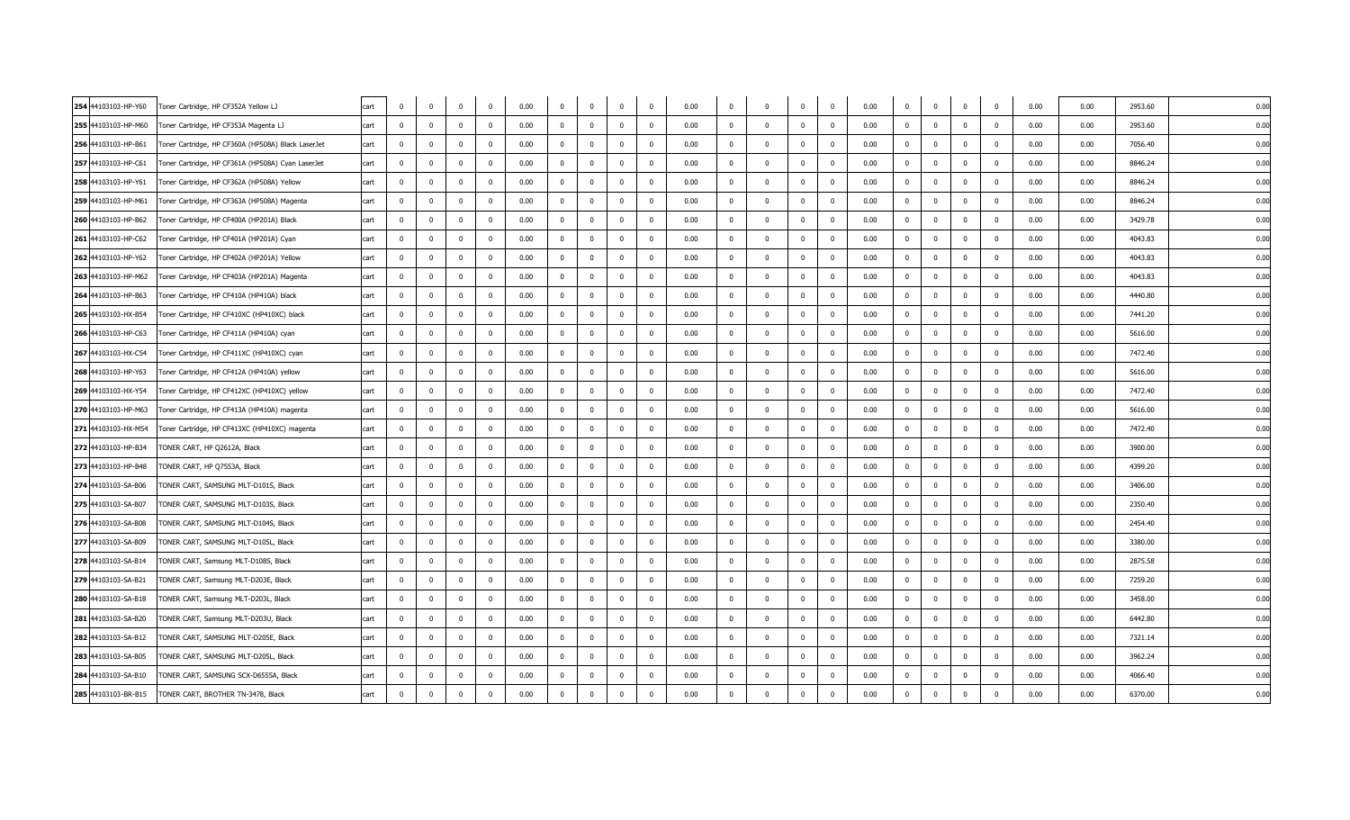| 254 | 44103103-HP-Y60 | Toner Cartridge, HP CF352A Yellow LJ | cart | 0 | 0 | 0 | 0 | 0.00 | 0 | 0 | 0 | 0 | 0.00 | 0 | 0 | 0 | 0 | 0.00 | 0 | 0 | 0 | 0 | 0.00 | 0.00 | 2953.60 | 0.00 |
|---|---|---|---|---|---|---|---|---|---|---|---|---|---|---|---|---|---|---|---|---|---|---|---|---|---|---|
| 255 | 44103103-HP-M60 | Toner Cartridge, HP CF353A Magenta LJ | cart | 0 | 0 | 0 | 0 | 0.00 | 0 | 0 | 0 | 0 | 0.00 | 0 | 0 | 0 | 0 | 0.00 | 0 | 0 | 0 | 0 | 0.00 | 0.00 | 2953.60 | 0.00 |
| 256 | 44103103-HP-B61 | Toner Cartridge, HP CF360A (HP508A) Black LaserJet | cart | 0 | 0 | 0 | 0 | 0.00 | 0 | 0 | 0 | 0 | 0.00 | 0 | 0 | 0 | 0 | 0.00 | 0 | 0 | 0 | 0 | 0.00 | 0.00 | 7056.40 | 0.00 |
| 257 | 44103103-HP-C61 | Toner Cartridge, HP CF361A (HP508A) Cyan LaserJet | cart | 0 | 0 | 0 | 0 | 0.00 | 0 | 0 | 0 | 0 | 0.00 | 0 | 0 | 0 | 0 | 0.00 | 0 | 0 | 0 | 0 | 0.00 | 0.00 | 8846.24 | 0.00 |
| 258 | 44103103-HP-Y61 | Toner Cartridge, HP CF362A (HP508A) Yellow | cart | 0 | 0 | 0 | 0 | 0.00 | 0 | 0 | 0 | 0 | 0.00 | 0 | 0 | 0 | 0 | 0.00 | 0 | 0 | 0 | 0 | 0.00 | 0.00 | 8846.24 | 0.00 |
| 259 | 44103103-HP-M61 | Toner Cartridge, HP CF363A (HP508A) Magenta | cart | 0 | 0 | 0 | 0 | 0.00 | 0 | 0 | 0 | 0 | 0.00 | 0 | 0 | 0 | 0 | 0.00 | 0 | 0 | 0 | 0 | 0.00 | 0.00 | 8846.24 | 0.00 |
| 260 | 44103103-HP-B62 | Toner Cartridge, HP CF400A (HP201A) Black | cart | 0 | 0 | 0 | 0 | 0.00 | 0 | 0 | 0 | 0 | 0.00 | 0 | 0 | 0 | 0 | 0.00 | 0 | 0 | 0 | 0 | 0.00 | 0.00 | 3429.78 | 0.00 |
| 261 | 44103103-HP-C62 | Toner Cartridge, HP CF401A (HP201A) Cyan | cart | 0 | 0 | 0 | 0 | 0.00 | 0 | 0 | 0 | 0 | 0.00 | 0 | 0 | 0 | 0 | 0.00 | 0 | 0 | 0 | 0 | 0.00 | 0.00 | 4043.83 | 0.00 |
| 262 | 44103103-HP-Y62 | Toner Cartridge, HP CF402A (HP201A) Yellow | cart | 0 | 0 | 0 | 0 | 0.00 | 0 | 0 | 0 | 0 | 0.00 | 0 | 0 | 0 | 0 | 0.00 | 0 | 0 | 0 | 0 | 0.00 | 0.00 | 4043.83 | 0.00 |
| 263 | 44103103-HP-M62 | Toner Cartridge, HP CF403A (HP201A) Magenta | cart | 0 | 0 | 0 | 0 | 0.00 | 0 | 0 | 0 | 0 | 0.00 | 0 | 0 | 0 | 0 | 0.00 | 0 | 0 | 0 | 0 | 0.00 | 0.00 | 4043.83 | 0.00 |
| 264 | 44103103-HP-B63 | Toner Cartridge, HP CF410A (HP410A) black | cart | 0 | 0 | 0 | 0 | 0.00 | 0 | 0 | 0 | 0 | 0.00 | 0 | 0 | 0 | 0 | 0.00 | 0 | 0 | 0 | 0 | 0.00 | 0.00 | 4440.80 | 0.00 |
| 265 | 44103103-HX-B54 | Toner Cartridge, HP CF410XC (HP410XC) black | cart | 0 | 0 | 0 | 0 | 0.00 | 0 | 0 | 0 | 0 | 0.00 | 0 | 0 | 0 | 0 | 0.00 | 0 | 0 | 0 | 0 | 0.00 | 0.00 | 7441.20 | 0.00 |
| 266 | 44103103-HP-C63 | Toner Cartridge, HP CF411A (HP410A) cyan | cart | 0 | 0 | 0 | 0 | 0.00 | 0 | 0 | 0 | 0 | 0.00 | 0 | 0 | 0 | 0 | 0.00 | 0 | 0 | 0 | 0 | 0.00 | 0.00 | 5616.00 | 0.00 |
| 267 | 44103103-HX-C54 | Toner Cartridge, HP CF411XC (HP410XC) cyan | cart | 0 | 0 | 0 | 0 | 0.00 | 0 | 0 | 0 | 0 | 0.00 | 0 | 0 | 0 | 0 | 0.00 | 0 | 0 | 0 | 0 | 0.00 | 0.00 | 7472.40 | 0.00 |
| 268 | 44103103-HP-Y63 | Toner Cartridge, HP CF412A (HP410A) yellow | cart | 0 | 0 | 0 | 0 | 0.00 | 0 | 0 | 0 | 0 | 0.00 | 0 | 0 | 0 | 0 | 0.00 | 0 | 0 | 0 | 0 | 0.00 | 0.00 | 5616.00 | 0.00 |
| 269 | 44103103-HX-Y54 | Toner Cartridge, HP CF412XC (HP410XC) yellow | cart | 0 | 0 | 0 | 0 | 0.00 | 0 | 0 | 0 | 0 | 0.00 | 0 | 0 | 0 | 0 | 0.00 | 0 | 0 | 0 | 0 | 0.00 | 0.00 | 7472.40 | 0.00 |
| 270 | 44103103-HP-M63 | Toner Cartridge, HP CF413A (HP410A) magenta | cart | 0 | 0 | 0 | 0 | 0.00 | 0 | 0 | 0 | 0 | 0.00 | 0 | 0 | 0 | 0 | 0.00 | 0 | 0 | 0 | 0 | 0.00 | 0.00 | 5616.00 | 0.00 |
| 271 | 44103103-HX-M54 | Toner Cartridge, HP CF413XC (HP410XC) magenta | cart | 0 | 0 | 0 | 0 | 0.00 | 0 | 0 | 0 | 0 | 0.00 | 0 | 0 | 0 | 0 | 0.00 | 0 | 0 | 0 | 0 | 0.00 | 0.00 | 7472.40 | 0.00 |
| 272 | 44103103-HP-B34 | TONER CART, HP Q2612A, Black | cart | 0 | 0 | 0 | 0 | 0.00 | 0 | 0 | 0 | 0 | 0.00 | 0 | 0 | 0 | 0 | 0.00 | 0 | 0 | 0 | 0 | 0.00 | 0.00 | 3900.00 | 0.00 |
| 273 | 44103103-HP-B48 | TONER CART, HP Q7553A, Black | cart | 0 | 0 | 0 | 0 | 0.00 | 0 | 0 | 0 | 0 | 0.00 | 0 | 0 | 0 | 0 | 0.00 | 0 | 0 | 0 | 0 | 0.00 | 0.00 | 4399.20 | 0.00 |
| 274 | 44103103-SA-B06 | TONER CART, SAMSUNG MLT-D101S, Black | cart | 0 | 0 | 0 | 0 | 0.00 | 0 | 0 | 0 | 0 | 0.00 | 0 | 0 | 0 | 0 | 0.00 | 0 | 0 | 0 | 0 | 0.00 | 0.00 | 3406.00 | 0.00 |
| 275 | 44103103-SA-B07 | TONER CART, SAMSUNG MLT-D103S, Black | cart | 0 | 0 | 0 | 0 | 0.00 | 0 | 0 | 0 | 0 | 0.00 | 0 | 0 | 0 | 0 | 0.00 | 0 | 0 | 0 | 0 | 0.00 | 0.00 | 2350.40 | 0.00 |
| 276 | 44103103-SA-B08 | TONER CART, SAMSUNG MLT-D104S, Black | cart | 0 | 0 | 0 | 0 | 0.00 | 0 | 0 | 0 | 0 | 0.00 | 0 | 0 | 0 | 0 | 0.00 | 0 | 0 | 0 | 0 | 0.00 | 0.00 | 2454.40 | 0.00 |
| 277 | 44103103-SA-B09 | TONER CART, SAMSUNG MLT-D105L, Black | cart | 0 | 0 | 0 | 0 | 0.00 | 0 | 0 | 0 | 0 | 0.00 | 0 | 0 | 0 | 0 | 0.00 | 0 | 0 | 0 | 0 | 0.00 | 0.00 | 3380.00 | 0.00 |
| 278 | 44103103-SA-B14 | TONER CART, Samsung MLT-D108S, Black | cart | 0 | 0 | 0 | 0 | 0.00 | 0 | 0 | 0 | 0 | 0.00 | 0 | 0 | 0 | 0 | 0.00 | 0 | 0 | 0 | 0 | 0.00 | 0.00 | 2875.58 | 0.00 |
| 279 | 44103103-SA-B21 | TONER CART, Samsung MLT-D203E, Black | cart | 0 | 0 | 0 | 0 | 0.00 | 0 | 0 | 0 | 0 | 0.00 | 0 | 0 | 0 | 0 | 0.00 | 0 | 0 | 0 | 0 | 0.00 | 0.00 | 7259.20 | 0.00 |
| 280 | 44103103-SA-B18 | TONER CART, Samsung MLT-D203L, Black | cart | 0 | 0 | 0 | 0 | 0.00 | 0 | 0 | 0 | 0 | 0.00 | 0 | 0 | 0 | 0 | 0.00 | 0 | 0 | 0 | 0 | 0.00 | 0.00 | 3458.00 | 0.00 |
| 281 | 44103103-SA-B20 | TONER CART, Samsung MLT-D203U, Black | cart | 0 | 0 | 0 | 0 | 0.00 | 0 | 0 | 0 | 0 | 0.00 | 0 | 0 | 0 | 0 | 0.00 | 0 | 0 | 0 | 0 | 0.00 | 0.00 | 6442.80 | 0.00 |
| 282 | 44103103-SA-B12 | TONER CART, SAMSUNG MLT-D205E, Black | cart | 0 | 0 | 0 | 0 | 0.00 | 0 | 0 | 0 | 0 | 0.00 | 0 | 0 | 0 | 0 | 0.00 | 0 | 0 | 0 | 0 | 0.00 | 0.00 | 7321.14 | 0.00 |
| 283 | 44103103-SA-B05 | TONER CART, SAMSUNG MLT-D205L, Black | cart | 0 | 0 | 0 | 0 | 0.00 | 0 | 0 | 0 | 0 | 0.00 | 0 | 0 | 0 | 0 | 0.00 | 0 | 0 | 0 | 0 | 0.00 | 0.00 | 3962.24 | 0.00 |
| 284 | 44103103-SA-B10 | TONER CART, SAMSUNG SCX-D6555A, Black | cart | 0 | 0 | 0 | 0 | 0.00 | 0 | 0 | 0 | 0 | 0.00 | 0 | 0 | 0 | 0 | 0.00 | 0 | 0 | 0 | 0 | 0.00 | 0.00 | 4066.40 | 0.00 |
| 285 | 44103103-BR-B15 | TONER CART, BROTHER TN-3478, Black | cart | 0 | 0 | 0 | 0 | 0.00 | 0 | 0 | 0 | 0 | 0.00 | 0 | 0 | 0 | 0 | 0.00 | 0 | 0 | 0 | 0 | 0.00 | 0.00 | 6370.00 | 0.00 |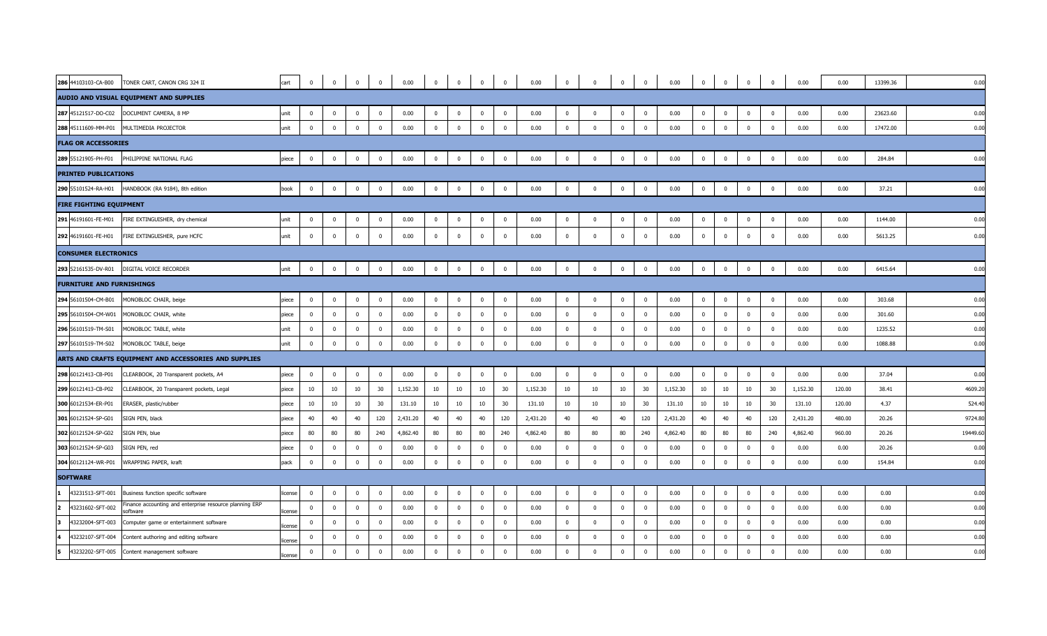| | | | | | | | | | | | | | | | | | | | | | | | | | | | | |
|---|---|---|---|---|---|---|---|---|---|---|---|---|---|---|---|---|---|---|---|---|---|---|---|---|---|---|---|---|
| 286 | 44103103-CA-B00 | TONER CART, CANON CRG 324 II | cart | 0 | 0 | 0 | 0 | 0.00 | 0 | 0 | 0 | 0 | 0.00 | 0 | 0 | 0 | 0 | 0.00 | 0 | 0 | 0 | 0 | 0.00 | 0.00 | 13399.36 | 0.00 |
| **AUDIO AND VISUAL EQUIPMENT AND SUPPLIES** | | | | | | | | | | | | | | | | | | | | | | | | | | | | |
| 287 | 45121517-DO-C02 | DOCUMENT CAMERA, 8 MP | unit | 0 | 0 | 0 | 0 | 0.00 | 0 | 0 | 0 | 0 | 0.00 | 0 | 0 | 0 | 0 | 0.00 | 0 | 0 | 0 | 0 | 0.00 | 0.00 | 23623.60 | 0.00 |
| 288 | 45111609-MM-P01 | MULTIMEDIA PROJECTOR | unit | 0 | 0 | 0 | 0 | 0.00 | 0 | 0 | 0 | 0 | 0.00 | 0 | 0 | 0 | 0 | 0.00 | 0 | 0 | 0 | 0 | 0.00 | 0.00 | 17472.00 | 0.00 |
| **FLAG OR ACCESSORIES** | | | | | | | | | | | | | | | | | | | | | | | | | | | | |
| 289 | 55121905-PH-F01 | PHILIPPINE NATIONAL FLAG | piece | 0 | 0 | 0 | 0 | 0.00 | 0 | 0 | 0 | 0 | 0.00 | 0 | 0 | 0 | 0 | 0.00 | 0 | 0 | 0 | 0 | 0.00 | 0.00 | 284.84 | 0.00 |
| **PRINTED PUBLICATIONS** | | | | | | | | | | | | | | | | | | | | | | | | | | | | |
| 290 | 55101524-RA-H01 | HANDBOOK (RA 9184), 8th edition | book | 0 | 0 | 0 | 0 | 0.00 | 0 | 0 | 0 | 0 | 0.00 | 0 | 0 | 0 | 0 | 0.00 | 0 | 0 | 0 | 0 | 0.00 | 0.00 | 37.21 | 0.00 |
| **FIRE FIGHTING EQUIPMENT** | | | | | | | | | | | | | | | | | | | | | | | | | | | | |
| 291 | 46191601-FE-M01 | FIRE EXTINGUISHER, dry chemical | unit | 0 | 0 | 0 | 0 | 0.00 | 0 | 0 | 0 | 0 | 0.00 | 0 | 0 | 0 | 0 | 0.00 | 0 | 0 | 0 | 0 | 0.00 | 0.00 | 1144.00 | 0.00 |
| 292 | 46191601-FE-H01 | FIRE EXTINGUISHER, pure HCFC | unit | 0 | 0 | 0 | 0 | 0.00 | 0 | 0 | 0 | 0 | 0.00 | 0 | 0 | 0 | 0 | 0.00 | 0 | 0 | 0 | 0 | 0.00 | 0.00 | 5613.25 | 0.00 |
| **CONSUMER ELECTRONICS** | | | | | | | | | | | | | | | | | | | | | | | | | | | | |
| 293 | 52161535-DV-R01 | DIGITAL VOICE RECORDER | unit | 0 | 0 | 0 | 0 | 0.00 | 0 | 0 | 0 | 0 | 0.00 | 0 | 0 | 0 | 0 | 0.00 | 0 | 0 | 0 | 0 | 0.00 | 0.00 | 6415.64 | 0.00 |
| **FURNITURE AND FURNISHINGS** | | | | | | | | | | | | | | | | | | | | | | | | | | | | |
| 294 | 56101504-CM-B01 | MONOBLOC CHAIR, beige | piece | 0 | 0 | 0 | 0 | 0.00 | 0 | 0 | 0 | 0 | 0.00 | 0 | 0 | 0 | 0 | 0.00 | 0 | 0 | 0 | 0 | 0.00 | 0.00 | 303.68 | 0.00 |
| 295 | 56101504-CM-W01 | MONOBLOC CHAIR, white | piece | 0 | 0 | 0 | 0 | 0.00 | 0 | 0 | 0 | 0 | 0.00 | 0 | 0 | 0 | 0 | 0.00 | 0 | 0 | 0 | 0 | 0.00 | 0.00 | 301.60 | 0.00 |
| 296 | 56101519-TM-S01 | MONOBLOC TABLE, white | unit | 0 | 0 | 0 | 0 | 0.00 | 0 | 0 | 0 | 0 | 0.00 | 0 | 0 | 0 | 0 | 0.00 | 0 | 0 | 0 | 0 | 0.00 | 0.00 | 1235.52 | 0.00 |
| 297 | 56101519-TM-S02 | MONOBLOC TABLE, beige | unit | 0 | 0 | 0 | 0 | 0.00 | 0 | 0 | 0 | 0 | 0.00 | 0 | 0 | 0 | 0 | 0.00 | 0 | 0 | 0 | 0 | 0.00 | 0.00 | 1088.88 | 0.00 |
| **ARTS AND CRAFTS EQUIPMENT AND ACCESSORIES AND SUPPLIES** | | | | | | | | | | | | | | | | | | | | | | | | | | | | |
| 298 | 60121413-CB-P01 | CLEARBOOK, 20 Transparent pockets, A4 | piece | 0 | 0 | 0 | 0 | 0.00 | 0 | 0 | 0 | 0 | 0.00 | 0 | 0 | 0 | 0 | 0.00 | 0 | 0 | 0 | 0 | 0.00 | 0.00 | 37.04 | 0.00 |
| 299 | 60121413-CB-P02 | CLEARBOOK, 20 Transparent pockets, Legal | piece | 10 | 10 | 10 | 30 | 1,152.30 | 10 | 10 | 10 | 30 | 1,152.30 | 10 | 10 | 10 | 30 | 1,152.30 | 10 | 10 | 10 | 30 | 1,152.30 | 120.00 | 38.41 | 4609.20 |
| 300 | 60121534-ER-P01 | ERASER, plastic/rubber | piece | 10 | 10 | 10 | 30 | 131.10 | 10 | 10 | 10 | 30 | 131.10 | 10 | 10 | 10 | 30 | 131.10 | 10 | 10 | 10 | 30 | 131.10 | 120.00 | 4.37 | 524.40 |
| 301 | 60121524-SP-G01 | SIGN PEN, black | piece | 40 | 40 | 40 | 120 | 2,431.20 | 40 | 40 | 40 | 120 | 2,431.20 | 40 | 40 | 40 | 120 | 2,431.20 | 40 | 40 | 40 | 120 | 2,431.20 | 480.00 | 20.26 | 9724.80 |
| 302 | 60121524-SP-G02 | SIGN PEN, blue | piece | 80 | 80 | 80 | 240 | 4,862.40 | 80 | 80 | 80 | 240 | 4,862.40 | 80 | 80 | 80 | 240 | 4,862.40 | 80 | 80 | 80 | 240 | 4,862.40 | 960.00 | 20.26 | 19449.60 |
| 303 | 60121524-SP-G03 | SIGN PEN, red | piece | 0 | 0 | 0 | 0 | 0.00 | 0 | 0 | 0 | 0 | 0.00 | 0 | 0 | 0 | 0 | 0.00 | 0 | 0 | 0 | 0 | 0.00 | 0.00 | 20.26 | 0.00 |
| 304 | 60121124-WR-P01 | WRAPPING PAPER, kraft | pack | 0 | 0 | 0 | 0 | 0.00 | 0 | 0 | 0 | 0 | 0.00 | 0 | 0 | 0 | 0 | 0.00 | 0 | 0 | 0 | 0 | 0.00 | 0.00 | 154.84 | 0.00 |
| **SOFTWARE** | | | | | | | | | | | | | | | | | | | | | | | | | | | | |
| 1 | 43231513-SFT-001 | Business function specific software | license | 0 | 0 | 0 | 0 | 0.00 | 0 | 0 | 0 | 0 | 0.00 | 0 | 0 | 0 | 0 | 0.00 | 0 | 0 | 0 | 0 | 0.00 | 0.00 | 0.00 | 0.00 |
| 2 | 43231602-SFT-002 | Finance accounting and enterprise resource planning ERP software | license | 0 | 0 | 0 | 0 | 0.00 | 0 | 0 | 0 | 0 | 0.00 | 0 | 0 | 0 | 0 | 0.00 | 0 | 0 | 0 | 0 | 0.00 | 0.00 | 0.00 | 0.00 |
| 3 | 43232004-SFT-003 | Computer game or entertainment software | license | 0 | 0 | 0 | 0 | 0.00 | 0 | 0 | 0 | 0 | 0.00 | 0 | 0 | 0 | 0 | 0.00 | 0 | 0 | 0 | 0 | 0.00 | 0.00 | 0.00 | 0.00 |
| 4 | 43232107-SFT-004 | Content authoring and editing software | license | 0 | 0 | 0 | 0 | 0.00 | 0 | 0 | 0 | 0 | 0.00 | 0 | 0 | 0 | 0 | 0.00 | 0 | 0 | 0 | 0 | 0.00 | 0.00 | 0.00 | 0.00 |
| 5 | 43232202-SFT-005 | Content management software | license | 0 | 0 | 0 | 0 | 0.00 | 0 | 0 | 0 | 0 | 0.00 | 0 | 0 | 0 | 0 | 0.00 | 0 | 0 | 0 | 0 | 0.00 | 0.00 | 0.00 | 0.00 |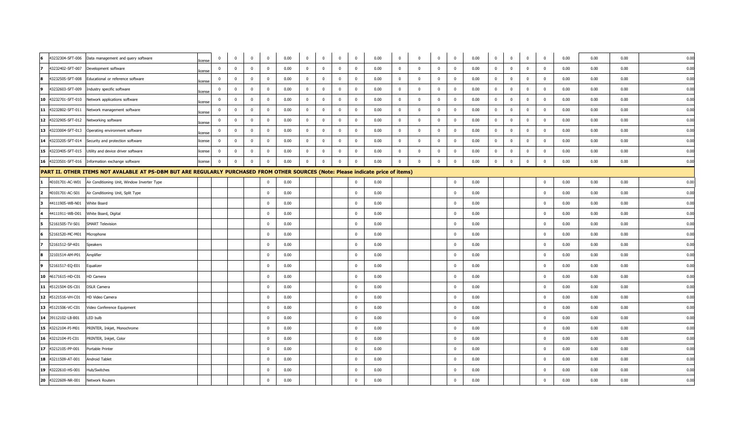| | | | | | | | | | | | | | | | | | | | | | | | | | | |
|---|---|---|---|---|---|---|---|---|---|---|---|---|---|---|---|---|---|---|---|---|---|---|---|---|---|---|
| **6** | 43232304-SFT-006 | Data management and query software | license | 0 | 0 | 0 | 0 | 0.00 | 0 | 0 | 0 | 0 | 0.00 | 0 | 0 | 0 | 0 | 0.00 | 0 | 0 | 0 | 0 | 0.00 | 0.00 | 0.00 | 0.00 |
| **7** | 43232402-SFT-007 | Development software | license | 0 | 0 | 0 | 0 | 0.00 | 0 | 0 | 0 | 0 | 0.00 | 0 | 0 | 0 | 0 | 0.00 | 0 | 0 | 0 | 0 | 0.00 | 0.00 | 0.00 | 0.00 |
| **8** | 43232505-SFT-008 | Educational or reference software | license | 0 | 0 | 0 | 0 | 0.00 | 0 | 0 | 0 | 0 | 0.00 | 0 | 0 | 0 | 0 | 0.00 | 0 | 0 | 0 | 0 | 0.00 | 0.00 | 0.00 | 0.00 |
| **9** | 43232603-SFT-009 | Industry specific software | license | 0 | 0 | 0 | 0 | 0.00 | 0 | 0 | 0 | 0 | 0.00 | 0 | 0 | 0 | 0 | 0.00 | 0 | 0 | 0 | 0 | 0.00 | 0.00 | 0.00 | 0.00 |
| **10** | 43232701-SFT-010 | Network applications software | license | 0 | 0 | 0 | 0 | 0.00 | 0 | 0 | 0 | 0 | 0.00 | 0 | 0 | 0 | 0 | 0.00 | 0 | 0 | 0 | 0 | 0.00 | 0.00 | 0.00 | 0.00 |
| **11** | 43232802-SFT-011 | Network management software | license | 0 | 0 | 0 | 0 | 0.00 | 0 | 0 | 0 | 0 | 0.00 | 0 | 0 | 0 | 0 | 0.00 | 0 | 0 | 0 | 0 | 0.00 | 0.00 | 0.00 | 0.00 |
| **12** | 43232905-SFT-012 | Networking software | license | 0 | 0 | 0 | 0 | 0.00 | 0 | 0 | 0 | 0 | 0.00 | 0 | 0 | 0 | 0 | 0.00 | 0 | 0 | 0 | 0 | 0.00 | 0.00 | 0.00 | 0.00 |
| **13** | 43233004-SFT-013 | Operating environment software | license | 0 | 0 | 0 | 0 | 0.00 | 0 | 0 | 0 | 0 | 0.00 | 0 | 0 | 0 | 0 | 0.00 | 0 | 0 | 0 | 0 | 0.00 | 0.00 | 0.00 | 0.00 |
| **14** | 43233205-SFT-014 | Security and protection software | license | 0 | 0 | 0 | 0 | 0.00 | 0 | 0 | 0 | 0 | 0.00 | 0 | 0 | 0 | 0 | 0.00 | 0 | 0 | 0 | 0 | 0.00 | 0.00 | 0.00 | 0.00 |
| **15** | 43233405-SFT-015 | Utility and device driver software | license | 0 | 0 | 0 | 0 | 0.00 | 0 | 0 | 0 | 0 | 0.00 | 0 | 0 | 0 | 0 | 0.00 | 0 | 0 | 0 | 0 | 0.00 | 0.00 | 0.00 | 0.00 |
| **16** | 43233501-SFT-016 | Information exchange software | license | 0 | 0 | 0 | 0 | 0.00 | 0 | 0 | 0 | 0 | 0.00 | 0 | 0 | 0 | 0 | 0.00 | 0 | 0 | 0 | 0 | 0.00 | 0.00 | 0.00 | 0.00 |
| **PART II. OTHER ITEMS NOT AVALABLE AT PS-DBM BUT ARE REGULARLY PURCHASED FROM OTHER SOURCES (Note: Please indicate price of items)** | | | | | | | | | | | | | | | | | | | | | | | | | | |
| **1** | 40101701-AC-W01 | Air Conditioning Unit, Window Inverter Type | | | | | 0 | 0.00 | | | | 0 | 0.00 | | | | 0 | 0.00 | | | | 0 | 0.00 | 0.00 | 0.00 | 0.00 |
| **2** | 40101701-AC-S01 | Air Conditioning Unit, Split Type | | | | | 0 | 0.00 | | | | 0 | 0.00 | | | | 0 | 0.00 | | | | 0 | 0.00 | 0.00 | 0.00 | 0.00 |
| **3** | 44111905-WB-N01 | White Board | | | | | 0 | 0.00 | | | | 0 | 0.00 | | | | 0 | 0.00 | | | | 0 | 0.00 | 0.00 | 0.00 | 0.00 |
| **4** | 44111911-WB-D01 | White Board, Digital | | | | | 0 | 0.00 | | | | 0 | 0.00 | | | | 0 | 0.00 | | | | 0 | 0.00 | 0.00 | 0.00 | 0.00 |
| **5** | 52161505-TV-S01 | SMART Television | | | | | 0 | 0.00 | | | | 0 | 0.00 | | | | 0 | 0.00 | | | | 0 | 0.00 | 0.00 | 0.00 | 0.00 |
| **6** | 52161520-MC-M01 | Microphone | | | | | 0 | 0.00 | | | | 0 | 0.00 | | | | 0 | 0.00 | | | | 0 | 0.00 | 0.00 | 0.00 | 0.00 |
| **7** | 52161512-SP-K01 | Speakers | | | | | 0 | 0.00 | | | | 0 | 0.00 | | | | 0 | 0.00 | | | | 0 | 0.00 | 0.00 | 0.00 | 0.00 |
| **8** | 32101514-AM-P01 | Amplifier | | | | | 0 | 0.00 | | | | 0 | 0.00 | | | | 0 | 0.00 | | | | 0 | 0.00 | 0.00 | 0.00 | 0.00 |
| **9** | 52161517-EQ-E01 | Equalizer | | | | | 0 | 0.00 | | | | 0 | 0.00 | | | | 0 | 0.00 | | | | 0 | 0.00 | 0.00 | 0.00 | 0.00 |
| **10** | 46171615-HD-C01 | HD Camera | | | | | 0 | 0.00 | | | | 0 | 0.00 | | | | 0 | 0.00 | | | | 0 | 0.00 | 0.00 | 0.00 | 0.00 |
| **11** | 45121504-DS-C01 | DSLR Camera | | | | | 0 | 0.00 | | | | 0 | 0.00 | | | | 0 | 0.00 | | | | 0 | 0.00 | 0.00 | 0.00 | 0.00 |
| **12** | 45121516-VH-C01 | HD Video Camera | | | | | 0 | 0.00 | | | | 0 | 0.00 | | | | 0 | 0.00 | | | | 0 | 0.00 | 0.00 | 0.00 | 0.00 |
| **13** | 45121506-VC-C01 | Video Conference Equipment | | | | | 0 | 0.00 | | | | 0 | 0.00 | | | | 0 | 0.00 | | | | 0 | 0.00 | 0.00 | 0.00 | 0.00 |
| **14** | 39112102-LB-B01 | LED bulb | | | | | 0 | 0.00 | | | | 0 | 0.00 | | | | 0 | 0.00 | | | | 0 | 0.00 | 0.00 | 0.00 | 0.00 |
| **15** | 43212104-PI-M01 | PRINTER, Inkjet, Monochrome | | | | | 0 | 0.00 | | | | 0 | 0.00 | | | | 0 | 0.00 | | | | 0 | 0.00 | 0.00 | 0.00 | 0.00 |
| **16** | 43212104-PI-C01 | PRINTER, Inkjet, Color | | | | | 0 | 0.00 | | | | 0 | 0.00 | | | | 0 | 0.00 | | | | 0 | 0.00 | 0.00 | 0.00 | 0.00 |
| **17** | 43212105-PP-001 | Portable Printer | | | | | 0 | 0.00 | | | | 0 | 0.00 | | | | 0 | 0.00 | | | | 0 | 0.00 | 0.00 | 0.00 | 0.00 |
| **18** | 43211509-AT-001 | Android Tablet | | | | | 0 | 0.00 | | | | 0 | 0.00 | | | | 0 | 0.00 | | | | 0 | 0.00 | 0.00 | 0.00 | 0.00 |
| **19** | 43222610-HS-001 | Hub/Switches | | | | | 0 | 0.00 | | | | 0 | 0.00 | | | | 0 | 0.00 | | | | 0 | 0.00 | 0.00 | 0.00 | 0.00 |
| **20** | 43222609-NR-001 | Network Routers | | | | | 0 | 0.00 | | | | 0 | 0.00 | | | | 0 | 0.00 | | | | 0 | 0.00 | 0.00 | 0.00 | 0.00 |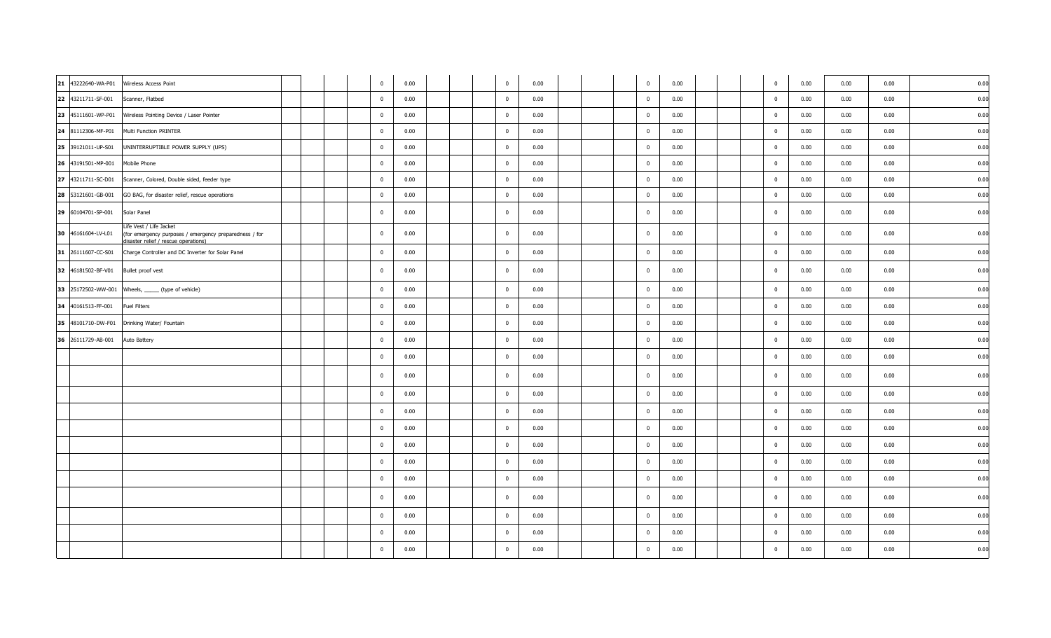| | | | | | | | | | | | | | | | | | | | | | | | | | |
|---|---|---|---|---|---|---|---|---|---|---|---|---|---|---|---|---|---|---|---|---|---|---|---|---|---|
| 21 | 43222640-WA-P01 | Wireless Access Point | | | | 0 | 0.00 | | | | 0 | 0.00 | | | | 0 | 0.00 | | | | 0 | 0.00 | 0.00 | 0.00 | 0.00 |
| 22 | 43211711-SF-001 | Scanner, Flatbed | | | | 0 | 0.00 | | | | 0 | 0.00 | | | | 0 | 0.00 | | | | 0 | 0.00 | 0.00 | 0.00 | 0.00 |
| 23 | 45111601-WP-P01 | Wireless Pointing Device / Laser Pointer | | | | 0 | 0.00 | | | | 0 | 0.00 | | | | 0 | 0.00 | | | | 0 | 0.00 | 0.00 | 0.00 | 0.00 |
| 24 | 81112306-MF-P01 | Multi Function PRINTER | | | | 0 | 0.00 | | | | 0 | 0.00 | | | | 0 | 0.00 | | | | 0 | 0.00 | 0.00 | 0.00 | 0.00 |
| 25 | 39121011-UP-S01 | UNINTERRUPTIBLE POWER SUPPLY (UPS) | | | | 0 | 0.00 | | | | 0 | 0.00 | | | | 0 | 0.00 | | | | 0 | 0.00 | 0.00 | 0.00 | 0.00 |
| 26 | 43191501-MP-001 | Mobile Phone | | | | 0 | 0.00 | | | | 0 | 0.00 | | | | 0 | 0.00 | | | | 0 | 0.00 | 0.00 | 0.00 | 0.00 |
| 27 | 43211711-SC-D01 | Scanner, Colored, Double sided, feeder type | | | | 0 | 0.00 | | | | 0 | 0.00 | | | | 0 | 0.00 | | | | 0 | 0.00 | 0.00 | 0.00 | 0.00 |
| 28 | 53121601-GB-001 | GO BAG, for disaster relief, rescue operations | | | | 0 | 0.00 | | | | 0 | 0.00 | | | | 0 | 0.00 | | | | 0 | 0.00 | 0.00 | 0.00 | 0.00 |
| 29 | 60104701-SP-001 | Solar Panel | | | | 0 | 0.00 | | | | 0 | 0.00 | | | | 0 | 0.00 | | | | 0 | 0.00 | 0.00 | 0.00 | 0.00 |
| 30 | 46161604-LV-L01 | Life Vest / Life Jacket (for emergency purposes / emergency preparedness / for disaster relief / rescue operations) | | | | 0 | 0.00 | | | | 0 | 0.00 | | | | 0 | 0.00 | | | | 0 | 0.00 | 0.00 | 0.00 | 0.00 |
| 31 | 26111607-CC-S01 | Charge Controller and DC Inverter for Solar Panel | | | | 0 | 0.00 | | | | 0 | 0.00 | | | | 0 | 0.00 | | | | 0 | 0.00 | 0.00 | 0.00 | 0.00 |
| 32 | 46181502-BF-V01 | Bullet proof vest | | | | 0 | 0.00 | | | | 0 | 0.00 | | | | 0 | 0.00 | | | | 0 | 0.00 | 0.00 | 0.00 | 0.00 |
| 33 | 25172502-WW-001 | Wheels, _____ (type of vehicle) | | | | 0 | 0.00 | | | | 0 | 0.00 | | | | 0 | 0.00 | | | | 0 | 0.00 | 0.00 | 0.00 | 0.00 |
| 34 | 40161513-FF-001 | Fuel Filters | | | | 0 | 0.00 | | | | 0 | 0.00 | | | | 0 | 0.00 | | | | 0 | 0.00 | 0.00 | 0.00 | 0.00 |
| 35 | 48101710-DW-F01 | Drinking Water/ Fountain | | | | 0 | 0.00 | | | | 0 | 0.00 | | | | 0 | 0.00 | | | | 0 | 0.00 | 0.00 | 0.00 | 0.00 |
| 36 | 26111729-AB-001 | Auto Battery | | | | 0 | 0.00 | | | | 0 | 0.00 | | | | 0 | 0.00 | | | | 0 | 0.00 | 0.00 | 0.00 | 0.00 |
| | | | | | | 0 | 0.00 | | | | 0 | 0.00 | | | | 0 | 0.00 | | | | 0 | 0.00 | 0.00 | 0.00 | 0.00 |
| | | | | | | 0 | 0.00 | | | | 0 | 0.00 | | | | 0 | 0.00 | | | | 0 | 0.00 | 0.00 | 0.00 | 0.00 |
| | | | | | | 0 | 0.00 | | | | 0 | 0.00 | | | | 0 | 0.00 | | | | 0 | 0.00 | 0.00 | 0.00 | 0.00 |
| | | | | | | 0 | 0.00 | | | | 0 | 0.00 | | | | 0 | 0.00 | | | | 0 | 0.00 | 0.00 | 0.00 | 0.00 |
| | | | | | | 0 | 0.00 | | | | 0 | 0.00 | | | | 0 | 0.00 | | | | 0 | 0.00 | 0.00 | 0.00 | 0.00 |
| | | | | | | 0 | 0.00 | | | | 0 | 0.00 | | | | 0 | 0.00 | | | | 0 | 0.00 | 0.00 | 0.00 | 0.00 |
| | | | | | | 0 | 0.00 | | | | 0 | 0.00 | | | | 0 | 0.00 | | | | 0 | 0.00 | 0.00 | 0.00 | 0.00 |
| | | | | | | 0 | 0.00 | | | | 0 | 0.00 | | | | 0 | 0.00 | | | | 0 | 0.00 | 0.00 | 0.00 | 0.00 |
| | | | | | | 0 | 0.00 | | | | 0 | 0.00 | | | | 0 | 0.00 | | | | 0 | 0.00 | 0.00 | 0.00 | 0.00 |
| | | | | | | 0 | 0.00 | | | | 0 | 0.00 | | | | 0 | 0.00 | | | | 0 | 0.00 | 0.00 | 0.00 | 0.00 |
| | | | | | | 0 | 0.00 | | | | 0 | 0.00 | | | | 0 | 0.00 | | | | 0 | 0.00 | 0.00 | 0.00 | 0.00 |
| | | | | | | 0 | 0.00 | | | | 0 | 0.00 | | | | 0 | 0.00 | | | | 0 | 0.00 | 0.00 | 0.00 | 0.00 |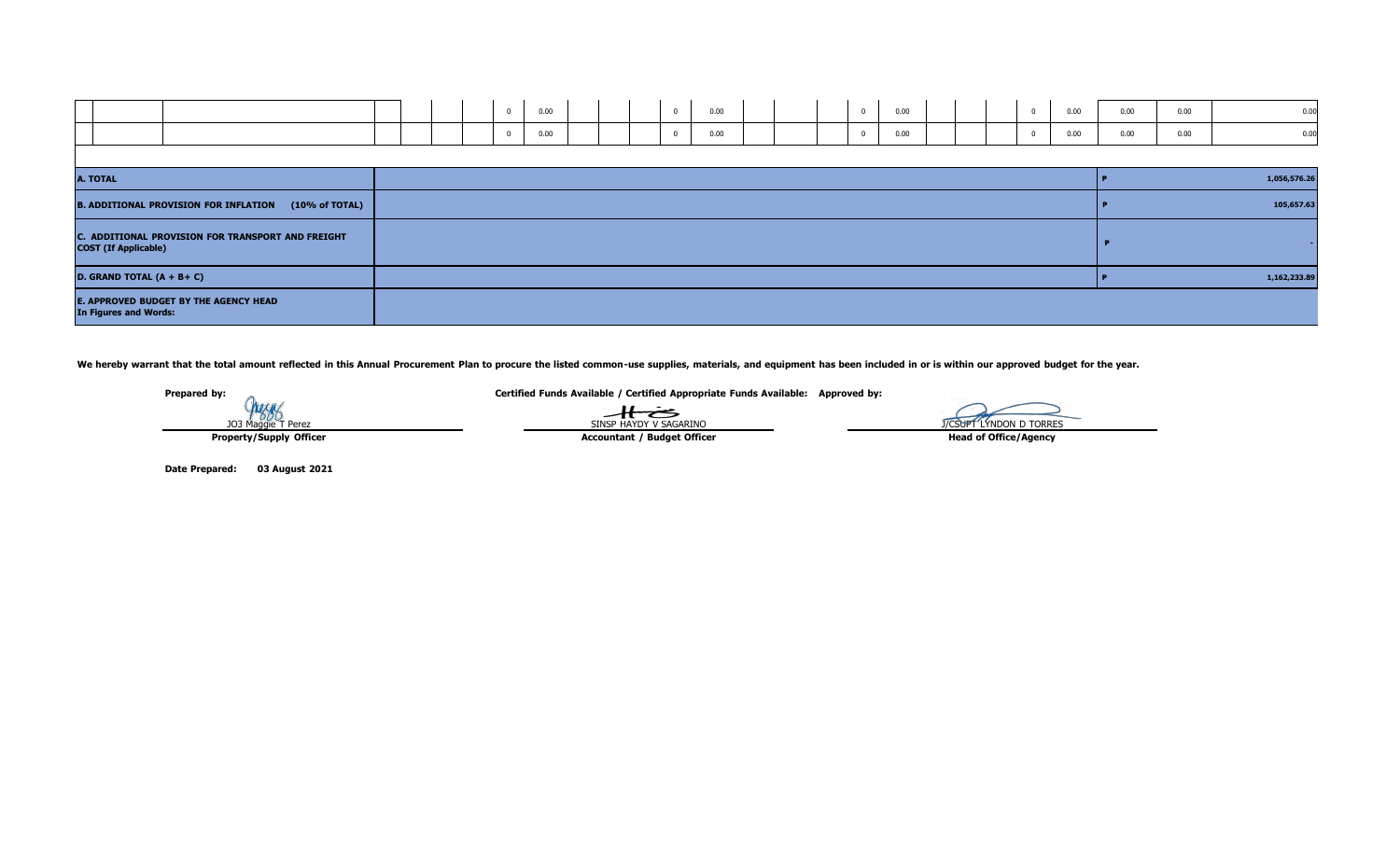| | | | | | | | | | | | | | | | | | | | | | | | | | | |
|---|---|---|---|---|---|---|---|---|---|---|---|---|---|---|---|---|---|---|---|---|---|---|---|---|---|---|
| | | | | | | | 0 | 0.00 | | | | 0 | 0.00 | | | | 0 | 0.00 | | | | 0 | 0.00 | 0.00 | 0.00 | 0.00 |
| | | | | | | | 0 | 0.00 | | | | 0 | 0.00 | | | | 0 | 0.00 | | | | 0 | 0.00 | 0.00 | 0.00 | 0.00 |

| | | | |
|---|---|---|---|
| **A. TOTAL** | | **P** | **1,056,576.26** |
| **B. ADDITIONAL PROVISION FOR INFLATION (10% of TOTAL)** | | **P** | **105,657.63** |
| **C. ADDITIONAL PROVISION FOR TRANSPORT AND FREIGHT COST (If Applicable)** | | **P** | **-** |
| **D. GRAND TOTAL (A + B+ C)** | | **P** | **1,162,233.89** |
| **E. APPROVED BUDGET BY THE AGENCY HEAD In Figures and Words:** | | | |

**We hereby warrant that the total amount reflected in this Annual Procurement Plan to procure the listed common-use supplies, materials, and equipment has been included in or is within our approved budget for the year.**

| **Prepared by:** | **Certified Funds Available / Certified Appropriate Funds Available:** | **Approved by:** |
|---|---|---|
| JO3 Maggie T Perez | SINSP HAYDY V SAGARINO | J/CSUPT LYNDON D TORRES |
| **Property/Supply Officer** | **Accountant / Budget Officer** | **Head of Office/Agency** |

**Date Prepared: 03 August 2021**